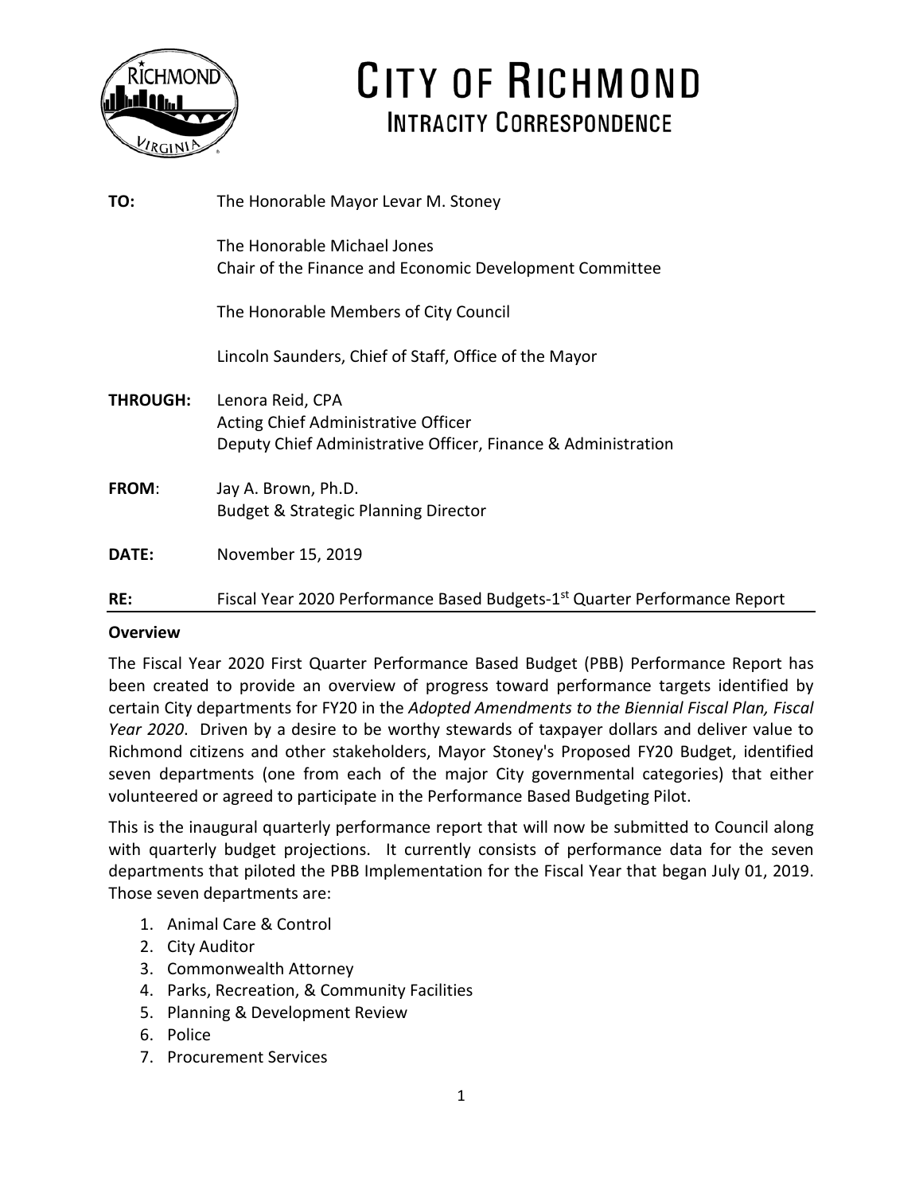# CITY OF RICHMOND
## INTRACITY CORRESPONDENCE

**TO:** The Honorable Mayor Levar M. Stoney

The Honorable Michael Jones
Chair of the Finance and Economic Development Committee

The Honorable Members of City Council

Lincoln Saunders, Chief of Staff, Office of the Mayor

**THROUGH:** Lenora Reid, CPA
Acting Chief Administrative Officer
Deputy Chief Administrative Officer, Finance & Administration

**FROM**: Jay A. Brown, Ph.D.
Budget & Strategic Planning Director

**DATE:** November 15, 2019

**RE:** Fiscal Year 2020 Performance Based Budgets-1st Quarter Performance Report

**Overview**

The Fiscal Year 2020 First Quarter Performance Based Budget (PBB) Performance Report has been created to provide an overview of progress toward performance targets identified by certain City departments for FY20 in the *Adopted Amendments to the Biennial Fiscal Plan, Fiscal Year 2020*. Driven by a desire to be worthy stewards of taxpayer dollars and deliver value to Richmond citizens and other stakeholders, Mayor Stoney's Proposed FY20 Budget, identified seven departments (one from each of the major City governmental categories) that either volunteered or agreed to participate in the Performance Based Budgeting Pilot.

This is the inaugural quarterly performance report that will now be submitted to Council along with quarterly budget projections. It currently consists of performance data for the seven departments that piloted the PBB Implementation for the Fiscal Year that began July 01, 2019. Those seven departments are:

1. Animal Care & Control
2. City Auditor
3. Commonwealth Attorney
4. Parks, Recreation, & Community Facilities
5. Planning & Development Review
6. Police
7. Procurement Services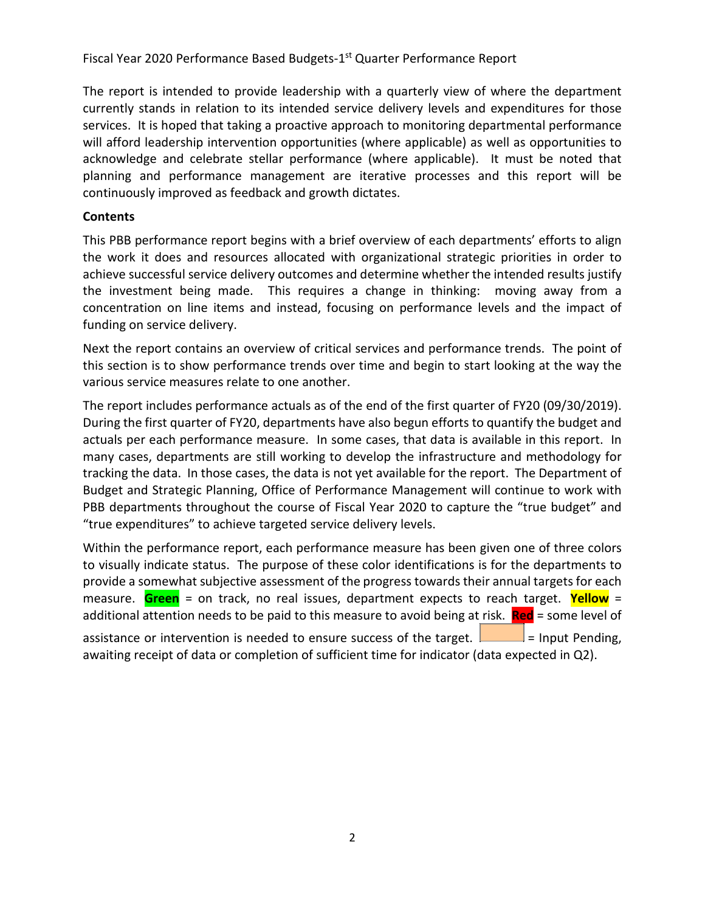Fiscal Year 2020 Performance Based Budgets-1st Quarter Performance Report

The report is intended to provide leadership with a quarterly view of where the department currently stands in relation to its intended service delivery levels and expenditures for those services. It is hoped that taking a proactive approach to monitoring departmental performance will afford leadership intervention opportunities (where applicable) as well as opportunities to acknowledge and celebrate stellar performance (where applicable). It must be noted that planning and performance management are iterative processes and this report will be continuously improved as feedback and growth dictates.

**Contents**

This PBB performance report begins with a brief overview of each departments' efforts to align the work it does and resources allocated with organizational strategic priorities in order to achieve successful service delivery outcomes and determine whether the intended results justify the investment being made. This requires a change in thinking: moving away from a concentration on line items and instead, focusing on performance levels and the impact of funding on service delivery.

Next the report contains an overview of critical services and performance trends. The point of this section is to show performance trends over time and begin to start looking at the way the various service measures relate to one another.

The report includes performance actuals as of the end of the first quarter of FY20 (09/30/2019). During the first quarter of FY20, departments have also begun efforts to quantify the budget and actuals per each performance measure. In some cases, that data is available in this report. In many cases, departments are still working to develop the infrastructure and methodology for tracking the data. In those cases, the data is not yet available for the report. The Department of Budget and Strategic Planning, Office of Performance Management will continue to work with PBB departments throughout the course of Fiscal Year 2020 to capture the "true budget" and "true expenditures" to achieve targeted service delivery levels.

Within the performance report, each performance measure has been given one of three colors to visually indicate status. The purpose of these color identifications is for the departments to provide a somewhat subjective assessment of the progress towards their annual targets for each measure. **Green** = on track, no real issues, department expects to reach target. **Yellow** = additional attention needs to be paid to this measure to avoid being at risk. **Red** = some level of assistance or intervention is needed to ensure success of the target. [ ] = Input Pending, awaiting receipt of data or completion of sufficient time for indicator (data expected in Q2).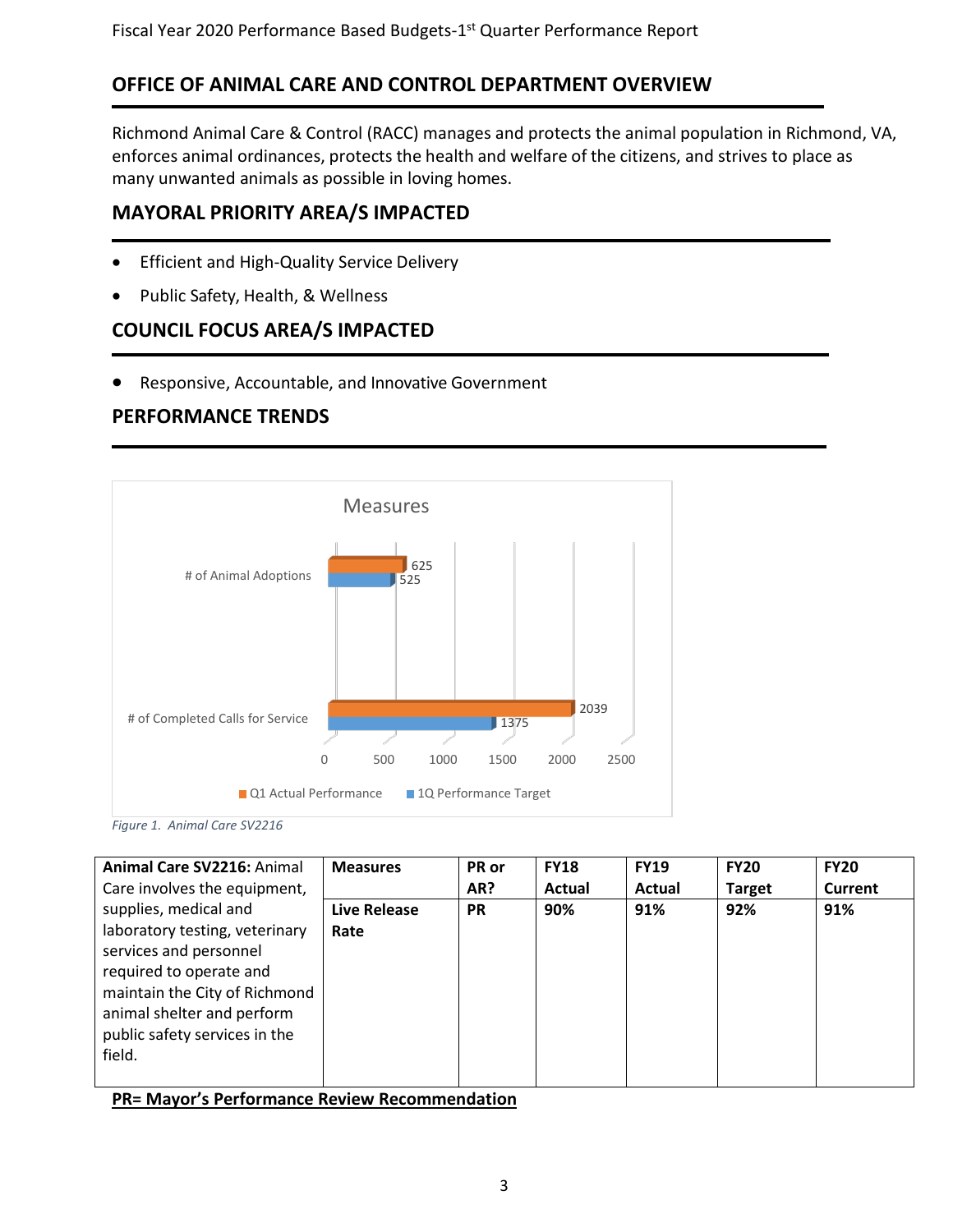## OFFICE OF ANIMAL CARE AND CONTROL DEPARTMENT OVERVIEW

Richmond Animal Care & Control (RACC) manages and protects the animal population in Richmond, VA, enforces animal ordinances, protects the health and welfare of the citizens, and strives to place as many unwanted animals as possible in loving homes.

## MAYORAL PRIORITY AREA/S IMPACTED

- Efficient and High-Quality Service Delivery
- Public Safety, Health, & Wellness

## COUNCIL FOCUS AREA/S IMPACTED

- Responsive, Accountable, and Innovative Government

## PERFORMANCE TRENDS

Measures

| | Q1 Actual Performance | 1Q Performance Target |
|---|---|---|
| # of Animal Adoptions | 625 | 525 |
| # of Completed Calls for Service | 2039 | 1375 |

*Figure 1. Animal Care SV2216*

| **Animal Care SV2216:** Animal Care involves the equipment, supplies, medical and laboratory testing, veterinary services and personnel required to operate and maintain the City of Richmond animal shelter and perform public safety services in the field. | **Measures** | **PR or AR?** | **FY18 Actual** | **FY19 Actual** | **FY20 Target** | **FY20 Current** |
|---|---|---|---|---|---|---|
| | **Live Release Rate** | **PR** | **90%** | **91%** | **92%** | **91%** |

**PR= Mayor's Performance Review Recommendation**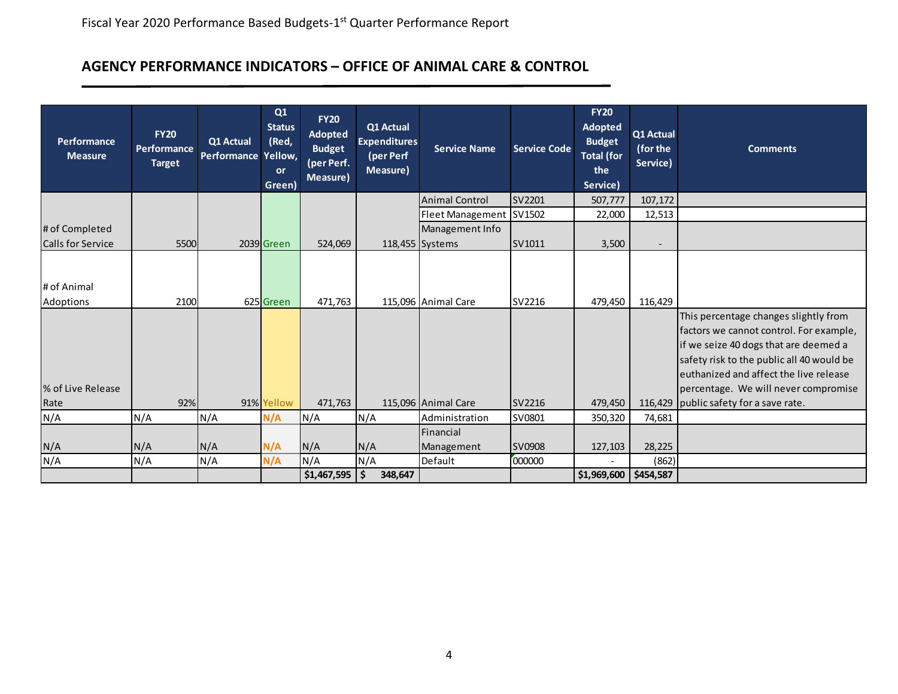Fiscal Year 2020 Performance Based Budgets-1st Quarter Performance Report

## AGENCY PERFORMANCE INDICATORS – OFFICE OF ANIMAL CARE & CONTROL

| Performance Measure | FY20 Performance Target | Q1 Actual Performance | Q1 Status (Red, Yellow, or Green) | FY20 Adopted Budget (per Perf. Measure) | Q1 Actual Expenditures (per Perf Measure) | Service Name | Service Code | FY20 Adopted Budget Total (for the Service) | Q1 Actual (for the Service) | Comments |
|---|---|---|---|---|---|---|---|---|---|---|
| | | | | | | Animal Control | SV2201 | 507,777 | 107,172 | |
| | | | | | | Fleet Management | SV1502 | 22,000 | 12,513 | |
| # of Completed Calls for Service | 5500 | 2039 | Green | 524,069 | 118,455 | Management Info Systems | SV1011 | 3,500 | - | |
| # of Animal Adoptions | 2100 | 625 | Green | 471,763 | 115,096 | Animal Care | SV2216 | 479,450 | 116,429 | |
| % of Live Release Rate | 92% | 91% | Yellow | 471,763 | 115,096 | Animal Care | SV2216 | 479,450 | 116,429 | This percentage changes slightly from factors we cannot control. For example, if we seize 40 dogs that are deemed a safety risk to the public all 40 would be euthanized and affect the live release percentage. We will never compromise public safety for a save rate. |
| N/A | N/A | N/A | N/A | N/A | N/A | Administration | SV0801 | 350,320 | 74,681 | |
| N/A | N/A | N/A | N/A | N/A | N/A | Financial Management | SV0908 | 127,103 | 28,225 | |
| N/A | N/A | N/A | N/A | N/A | N/A | Default | 000000 | - | (862) | |
| | | | | $1,467,595 | $ 348,647 | | | $1,969,600 | $454,587 | |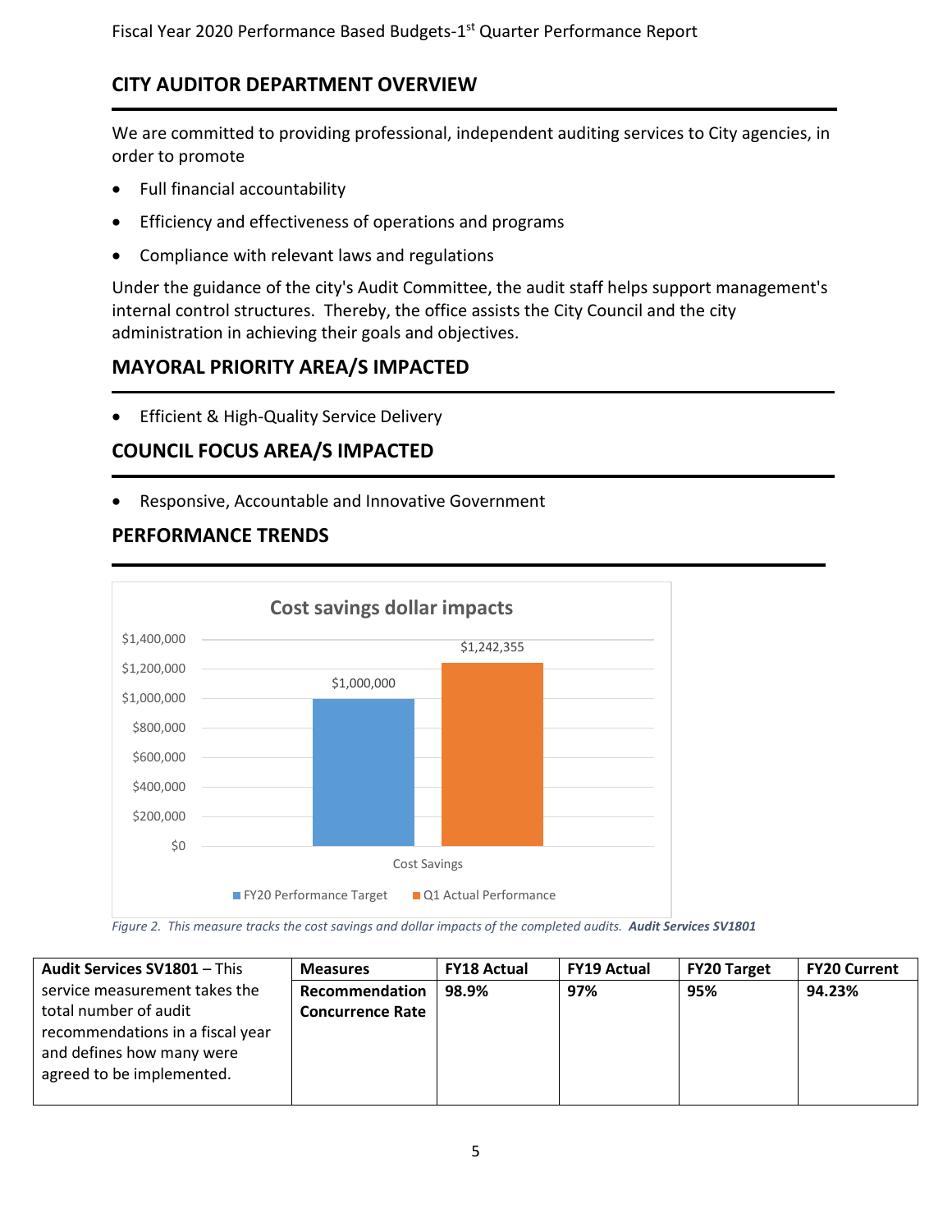## CITY AUDITOR DEPARTMENT OVERVIEW

We are committed to providing professional, independent auditing services to City agencies, in order to promote

- Full financial accountability
- Efficiency and effectiveness of operations and programs
- Compliance with relevant laws and regulations

Under the guidance of the city's Audit Committee, the audit staff helps support management's internal control structures. Thereby, the office assists the City Council and the city administration in achieving their goals and objectives.

## MAYORAL PRIORITY AREA/S IMPACTED

- Efficient & High-Quality Service Delivery

## COUNCIL FOCUS AREA/S IMPACTED

- Responsive, Accountable and Innovative Government

## PERFORMANCE TRENDS

**Cost savings dollar impacts**

| | FY20 Performance Target | Q1 Actual Performance |
|---|---|---|
| Cost Savings | $1,000,000 | $1,242,355 |

*Figure 2. This measure tracks the cost savings and dollar impacts of the completed audits.* ***Audit Services SV1801***

| **Audit Services SV1801** – This service measurement takes the total number of audit recommendations in a fiscal year and defines how many were agreed to be implemented. | **Measures** | **FY18 Actual** | **FY19 Actual** | **FY20 Target** | **FY20 Current** |
|---|---|---|---|---|---|
| | **Recommendation Concurrence Rate** | **98.9%** | **97%** | **95%** | **94.23%** |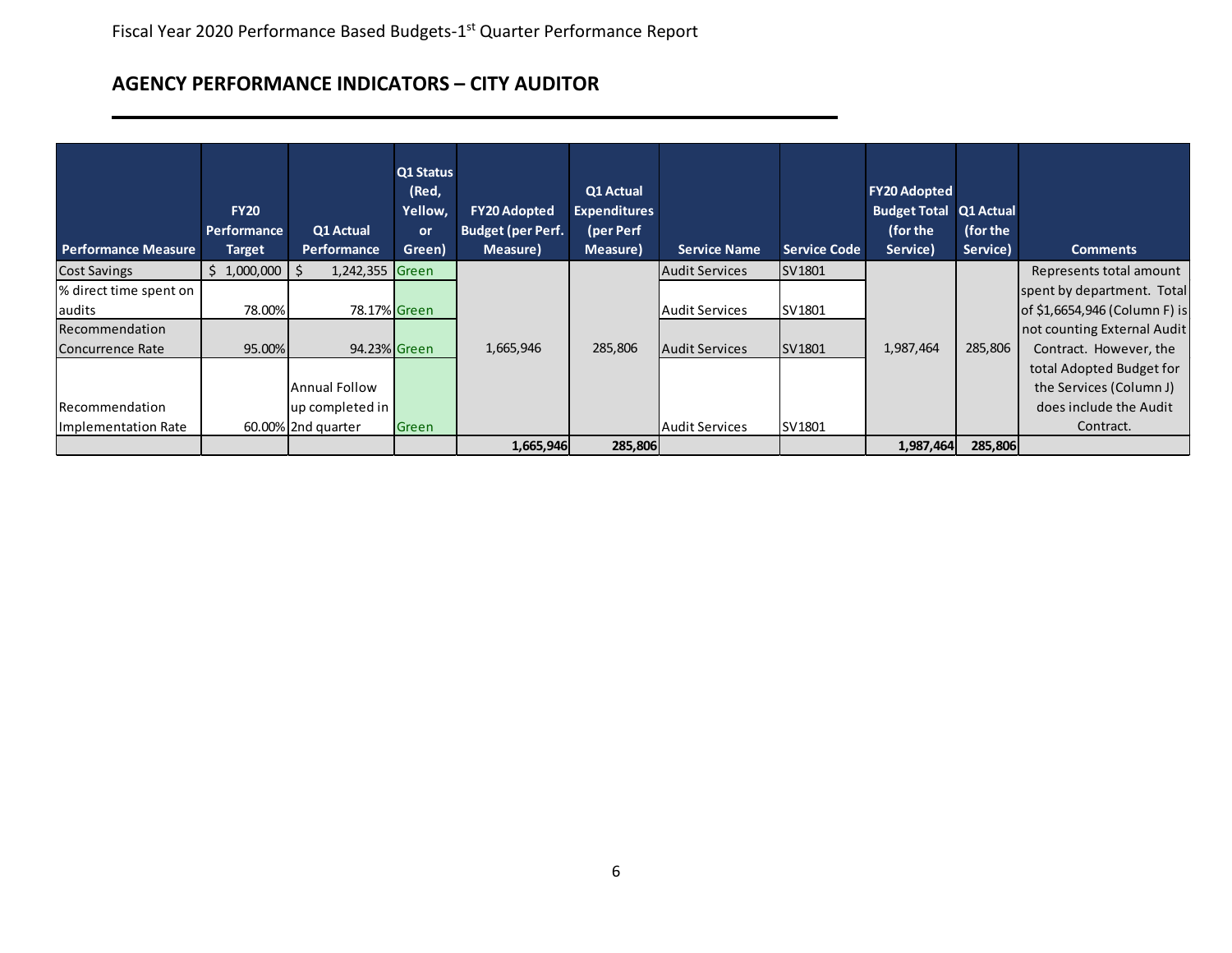Fiscal Year 2020 Performance Based Budgets-1st Quarter Performance Report

## AGENCY PERFORMANCE INDICATORS – CITY AUDITOR

| Performance Measure | FY20 Performance Target | Q1 Actual Performance | Q1 Status (Red, Yellow, or Green) | FY20 Adopted Budget (per Perf. Measure) | Q1 Actual Expenditures (per Perf Measure) | Service Name | Service Code | FY20 Adopted Budget Total (for the Service) | Q1 Actual (for the Service) | Comments |
|---|---|---|---|---|---|---|---|---|---|---|
| Cost Savings | $ 1,000,000 | $ 1,242,355 | Green | 1,665,946 | 285,806 | Audit Services | SV1801 | 1,987,464 | 285,806 | Represents total amount spent by department. Total of $1,6654,946 (Column F) is not counting External Audit Contract. However, the total Adopted Budget for the Services (Column J) does include the Audit Contract. |
| % direct time spent on audits | 78.00% | 78.17% | Green | | | Audit Services | SV1801 | | | |
| Recommendation Concurrence Rate | 95.00% | 94.23% | Green | | | Audit Services | SV1801 | | | |
| Recommendation Implementation Rate | 60.00% | Annual Follow up completed in 2nd quarter | Green | | | Audit Services | SV1801 | | | |
| | | | | 1,665,946 | 285,806 | | | 1,987,464 | 285,806 | |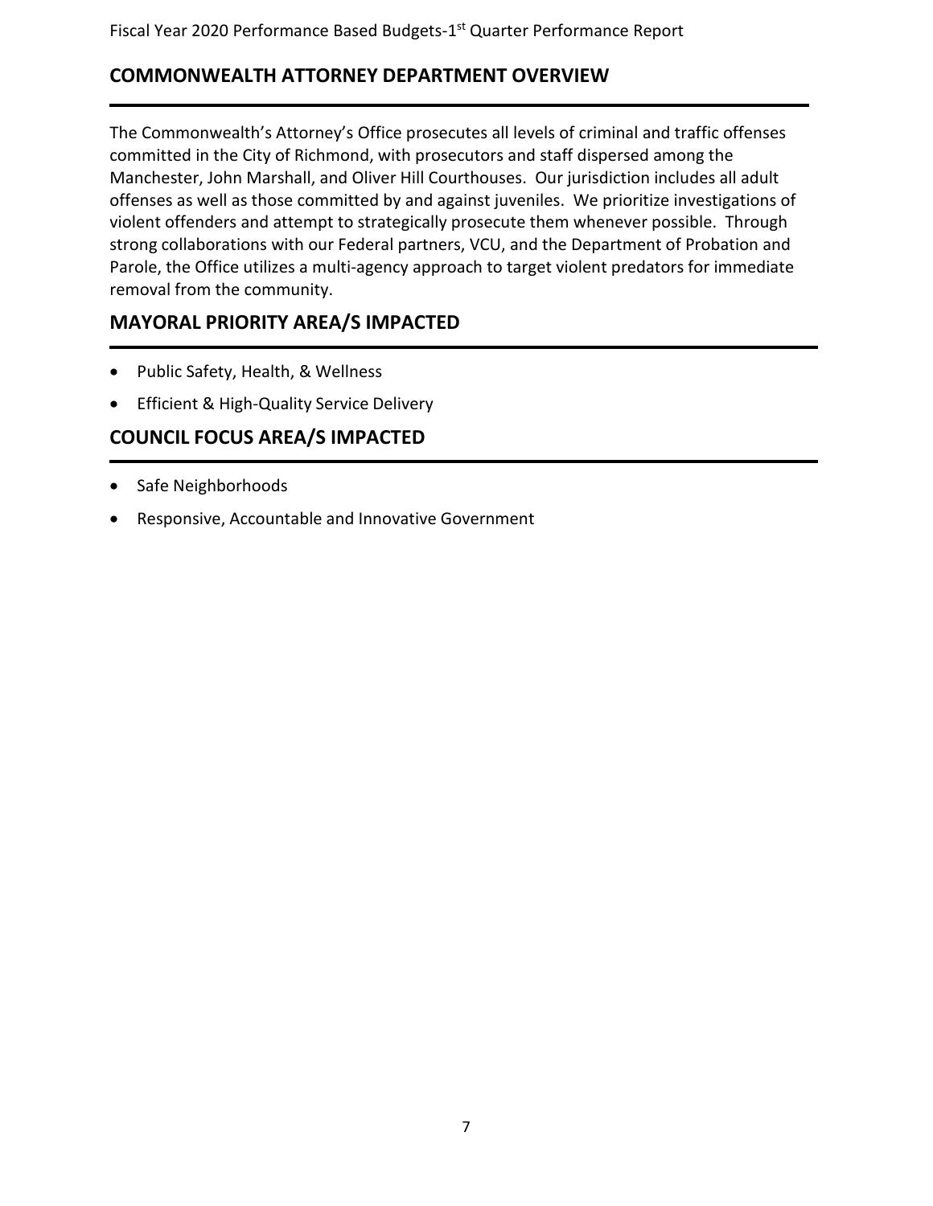## COMMONWEALTH ATTORNEY DEPARTMENT OVERVIEW

The Commonwealth's Attorney's Office prosecutes all levels of criminal and traffic offenses committed in the City of Richmond, with prosecutors and staff dispersed among the Manchester, John Marshall, and Oliver Hill Courthouses. Our jurisdiction includes all adult offenses as well as those committed by and against juveniles. We prioritize investigations of violent offenders and attempt to strategically prosecute them whenever possible. Through strong collaborations with our Federal partners, VCU, and the Department of Probation and Parole, the Office utilizes a multi-agency approach to target violent predators for immediate removal from the community.

## MAYORAL PRIORITY AREA/S IMPACTED

- Public Safety, Health, & Wellness
- Efficient & High-Quality Service Delivery

## COUNCIL FOCUS AREA/S IMPACTED

- Safe Neighborhoods
- Responsive, Accountable and Innovative Government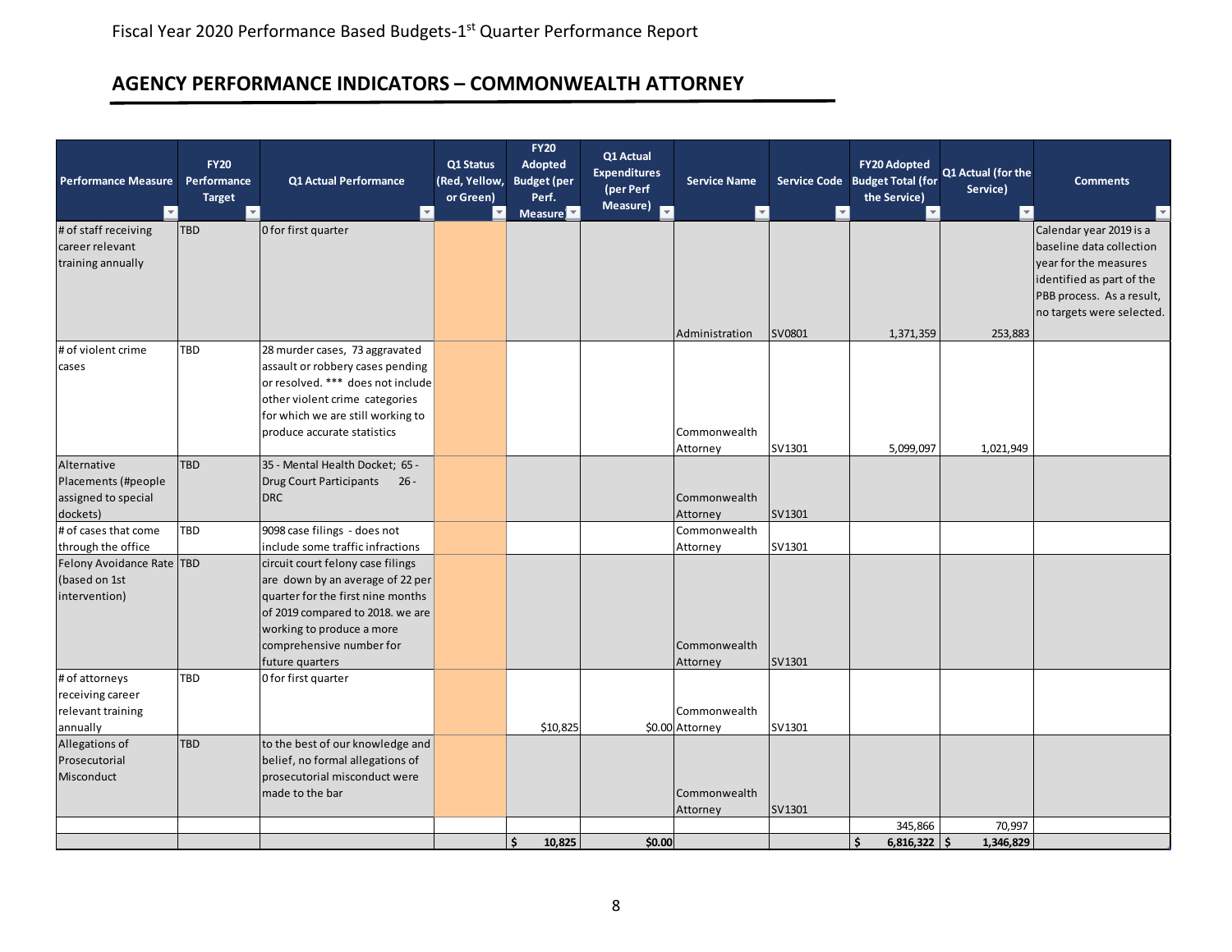Fiscal Year 2020 Performance Based Budgets-1st Quarter Performance Report

## AGENCY PERFORMANCE INDICATORS – COMMONWEALTH ATTORNEY

| Performance Measure | FY20 Performance Target | Q1 Actual Performance | Q1 Status (Red, Yellow, or Green) | FY20 Adopted Budget (per Perf. Measure) | Q1 Actual Expenditures (per Perf Measure) | Service Name | Service Code | FY20 Adopted Budget Total (for the Service) | Q1 Actual (for the Service) | Comments |
|---|---|---|---|---|---|---|---|---|---|---|
| # of staff receiving career relevant training annually | TBD | 0 for first quarter | | | | Administration | SV0801 | 1,371,359 | 253,883 | Calendar year 2019 is a baseline data collection year for the measures identified as part of the PBB process. As a result, no targets were selected. |
| # of violent crime cases | TBD | 28 murder cases, 73 aggravated assault or robbery cases pending or resolved. *** does not include other violent crime categories for which we are still working to produce accurate statistics | | | | Commonwealth Attorney | SV1301 | 5,099,097 | 1,021,949 | |
| Alternative Placements (#people assigned to special dockets) | TBD | 35 - Mental Health Docket; 65 - Drug Court Participants 26 - DRC | | | | Commonwealth Attorney | SV1301 | | | |
| # of cases that come through the office | TBD | 9098 case filings - does not include some traffic infractions | | | | Commonwealth Attorney | SV1301 | | | |
| Felony Avoidance Rate (based on 1st intervention) | TBD | circuit court felony case filings are down by an average of 22 per quarter for the first nine months of 2019 compared to 2018. we are working to produce a more comprehensive number for future quarters | | | | Commonwealth Attorney | SV1301 | | | |
| # of attorneys receiving career relevant training annually | TBD | 0 for first quarter | | $10,825 | $0.00 | Commonwealth Attorney | SV1301 | | | |
| Allegations of Prosecutorial Misconduct | TBD | to the best of our knowledge and belief, no formal allegations of prosecutorial misconduct were made to the bar | | | | Commonwealth Attorney | SV1301 | | | |
| | | | | | | | | 345,866 | 70,997 | |
| | | | | $ 10,825 | $0.00 | | | $ 6,816,322 | $ 1,346,829 | |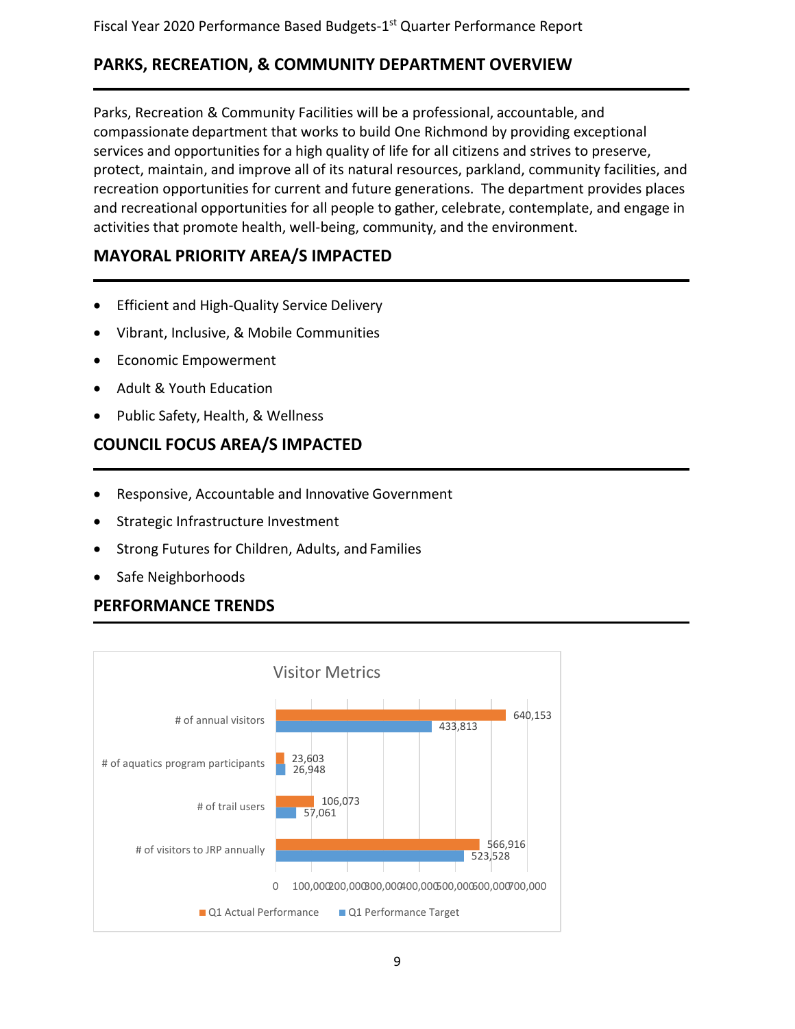## PARKS, RECREATION, & COMMUNITY DEPARTMENT OVERVIEW

Parks, Recreation & Community Facilities will be a professional, accountable, and compassionate department that works to build One Richmond by providing exceptional services and opportunities for a high quality of life for all citizens and strives to preserve, protect, maintain, and improve all of its natural resources, parkland, community facilities, and recreation opportunities for current and future generations. The department provides places and recreational opportunities for all people to gather, celebrate, contemplate, and engage in activities that promote health, well-being, community, and the environment.

## MAYORAL PRIORITY AREA/S IMPACTED

- Efficient and High-Quality Service Delivery
- Vibrant, Inclusive, & Mobile Communities
- Economic Empowerment
- Adult & Youth Education
- Public Safety, Health, & Wellness

## COUNCIL FOCUS AREA/S IMPACTED

- Responsive, Accountable and Innovative Government
- Strategic Infrastructure Investment
- Strong Futures for Children, Adults, and Families
- Safe Neighborhoods

## PERFORMANCE TRENDS

**Visitor Metrics**

| Metric | Q1 Actual Performance | Q1 Performance Target |
|---|---|---|
| # of annual visitors | 640,153 | 433,813 |
| # of aquatics program participants | 23,603 | 26,948 |
| # of trail users | 106,073 | 57,061 |
| # of visitors to JRP annually | 566,916 | 523,528 |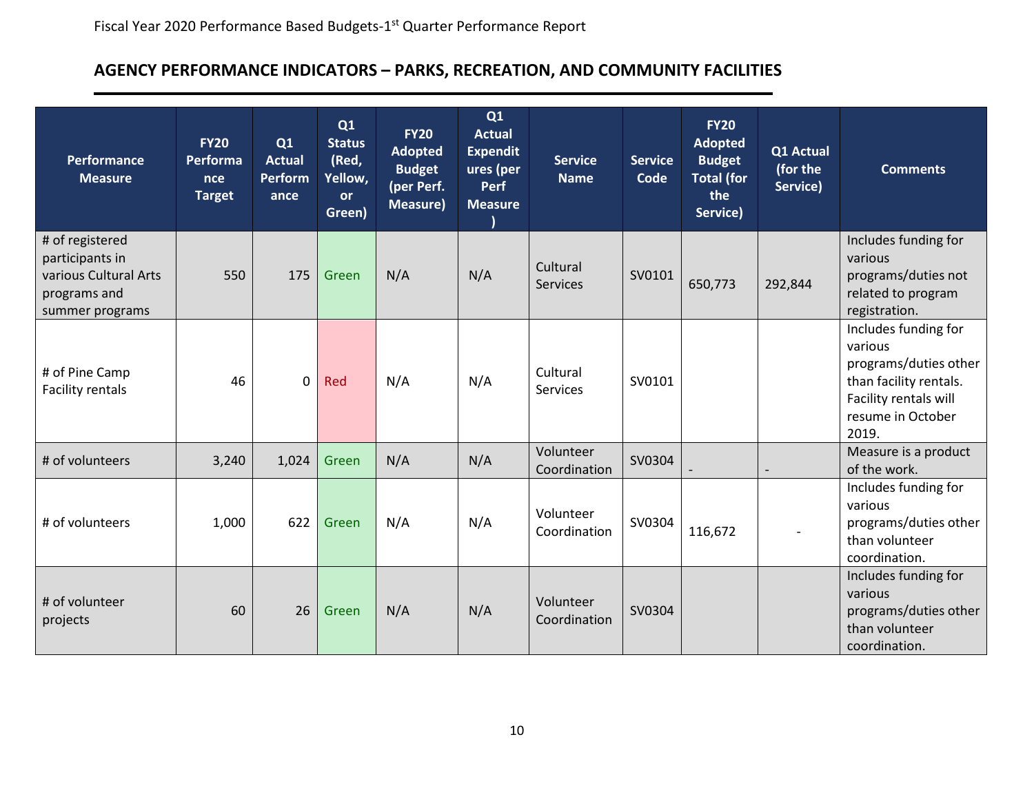Fiscal Year 2020 Performance Based Budgets-1st Quarter Performance Report

## AGENCY PERFORMANCE INDICATORS – PARKS, RECREATION, AND COMMUNITY FACILITIES

| Performance Measure | FY20 Performance Target | Q1 Actual Performance | Q1 Status (Red, Yellow, or Green) | FY20 Adopted Budget (per Perf. Measure) | Q1 Actual Expenditures (per Perf Measure) | Service Name | Service Code | FY20 Adopted Budget Total (for the Service) | Q1 Actual (for the Service) | Comments |
|---|---|---|---|---|---|---|---|---|---|---|
| # of registered participants in various Cultural Arts programs and summer programs | 550 | 175 | Green | N/A | N/A | Cultural Services | SV0101 | 650,773 | 292,844 | Includes funding for various programs/duties not related to program registration. |
| # of Pine Camp Facility rentals | 46 | 0 | Red | N/A | N/A | Cultural Services | SV0101 | | | Includes funding for various programs/duties other than facility rentals. Facility rentals will resume in October 2019. |
| # of volunteers | 3,240 | 1,024 | Green | N/A | N/A | Volunteer Coordination | SV0304 | - | - | Measure is a product of the work. |
| # of volunteers | 1,000 | 622 | Green | N/A | N/A | Volunteer Coordination | SV0304 | 116,672 | - | Includes funding for various programs/duties other than volunteer coordination. |
| # of volunteer projects | 60 | 26 | Green | N/A | N/A | Volunteer Coordination | SV0304 | | | Includes funding for various programs/duties other than volunteer coordination. |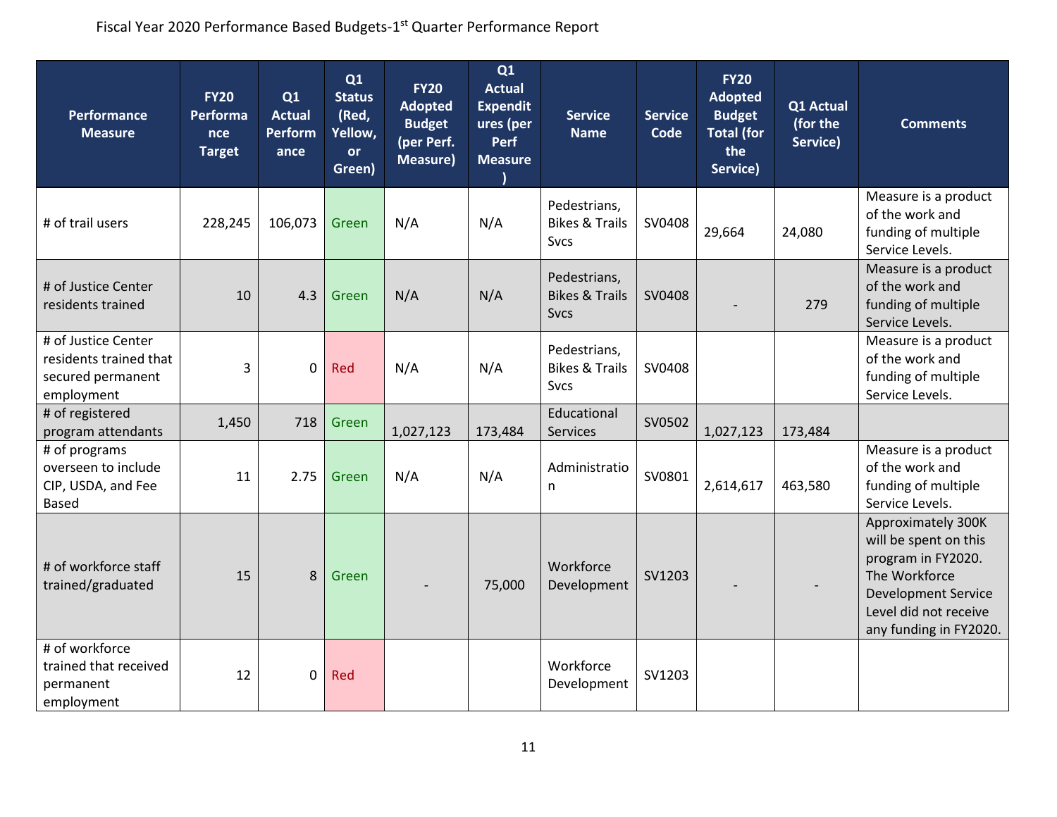Fiscal Year 2020 Performance Based Budgets-1st Quarter Performance Report

| Performance Measure | FY20 Performance Target | Q1 Actual Performance | Q1 Status (Red, Yellow, or Green) | FY20 Adopted Budget (per Perf. Measure) | Q1 Actual Expenditures (per Perf Measure) | Service Name | Service Code | FY20 Adopted Budget Total (for the Service) | Q1 Actual (for the Service) | Comments |
|---|---|---|---|---|---|---|---|---|---|---|
| # of trail users | 228,245 | 106,073 | Green | N/A | N/A | Pedestrians, Bikes & Trails Svcs | SV0408 | 29,664 | 24,080 | Measure is a product of the work and funding of multiple Service Levels. |
| # of Justice Center residents trained | 10 | 4.3 | Green | N/A | N/A | Pedestrians, Bikes & Trails Svcs | SV0408 | - | 279 | Measure is a product of the work and funding of multiple Service Levels. |
| # of Justice Center residents trained that secured permanent employment | 3 | 0 | Red | N/A | N/A | Pedestrians, Bikes & Trails Svcs | SV0408 | | | Measure is a product of the work and funding of multiple Service Levels. |
| # of registered program attendants | 1,450 | 718 | Green | 1,027,123 | 173,484 | Educational Services | SV0502 | 1,027,123 | 173,484 | |
| # of programs overseen to include CIP, USDA, and Fee Based | 11 | 2.75 | Green | N/A | N/A | Administration | SV0801 | 2,614,617 | 463,580 | Measure is a product of the work and funding of multiple Service Levels. |
| # of workforce staff trained/graduated | 15 | 8 | Green | - | 75,000 | Workforce Development | SV1203 | - | - | Approximately 300K will be spent on this program in FY2020. The Workforce Development Service Level did not receive any funding in FY2020. |
| # of workforce trained that received permanent employment | 12 | 0 | Red | | | Workforce Development | SV1203 | | | |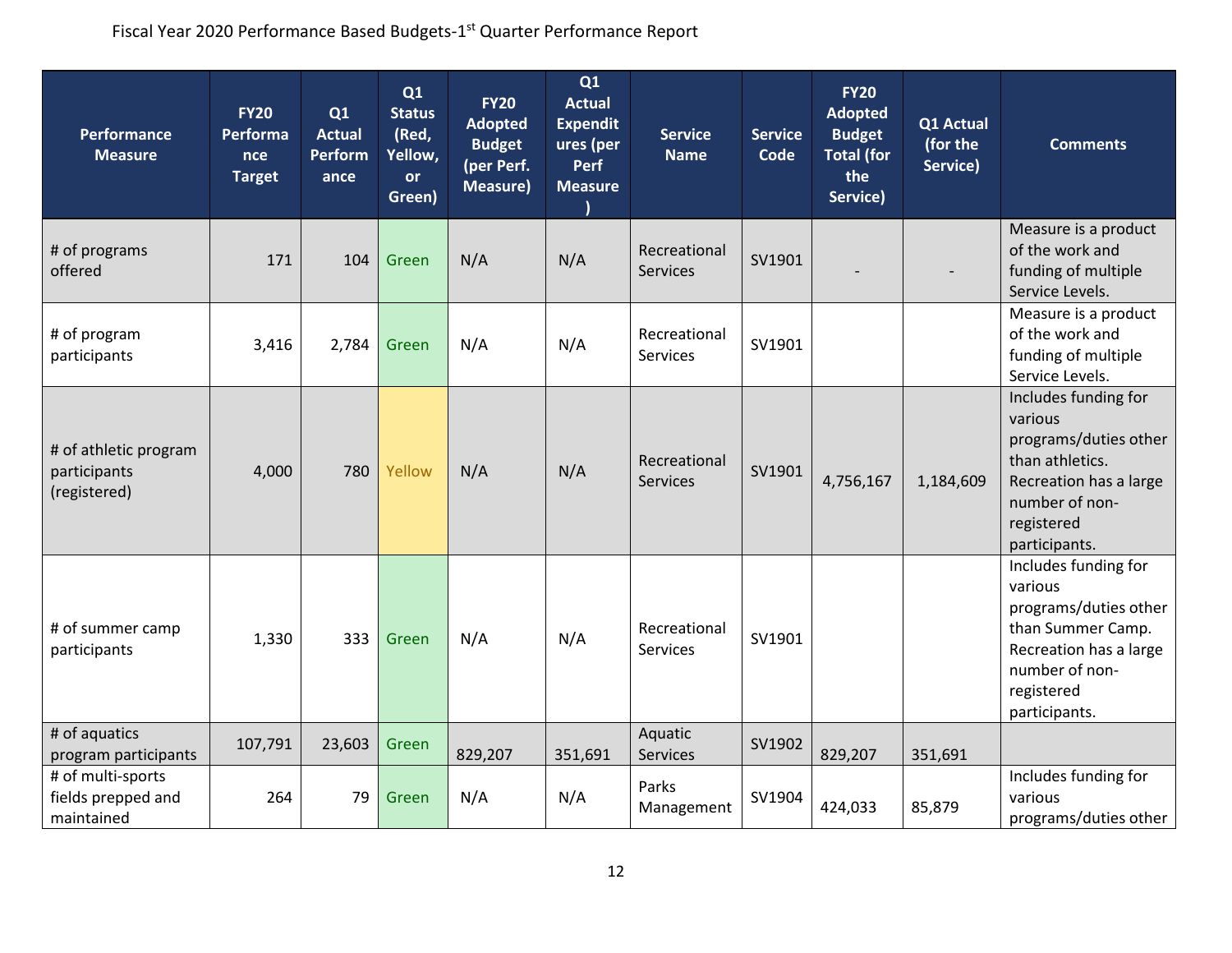Fiscal Year 2020 Performance Based Budgets-1st Quarter Performance Report

| Performance Measure | FY20 Performance Target | Q1 Actual Performance | Q1 Status (Red, Yellow, or Green) | FY20 Adopted Budget (per Perf. Measure) | Q1 Actual Expenditures (per Perf Measure) | Service Name | Service Code | FY20 Adopted Budget Total (for the Service) | Q1 Actual (for the Service) | Comments |
|---|---|---|---|---|---|---|---|---|---|---|
| # of programs offered | 171 | 104 | Green | N/A | N/A | Recreational Services | SV1901 | - | - | Measure is a product of the work and funding of multiple Service Levels. |
| # of program participants | 3,416 | 2,784 | Green | N/A | N/A | Recreational Services | SV1901 | | | Measure is a product of the work and funding of multiple Service Levels. |
| # of athletic program participants (registered) | 4,000 | 780 | Yellow | N/A | N/A | Recreational Services | SV1901 | 4,756,167 | 1,184,609 | Includes funding for various programs/duties other than athletics. Recreation has a large number of non-registered participants. |
| # of summer camp participants | 1,330 | 333 | Green | N/A | N/A | Recreational Services | SV1901 | | | Includes funding for various programs/duties other than Summer Camp. Recreation has a large number of non-registered participants. |
| # of aquatics program participants | 107,791 | 23,603 | Green | 829,207 | 351,691 | Aquatic Services | SV1902 | 829,207 | 351,691 | |
| # of multi-sports fields prepped and maintained | 264 | 79 | Green | N/A | N/A | Parks Management | SV1904 | 424,033 | 85,879 | Includes funding for various programs/duties other |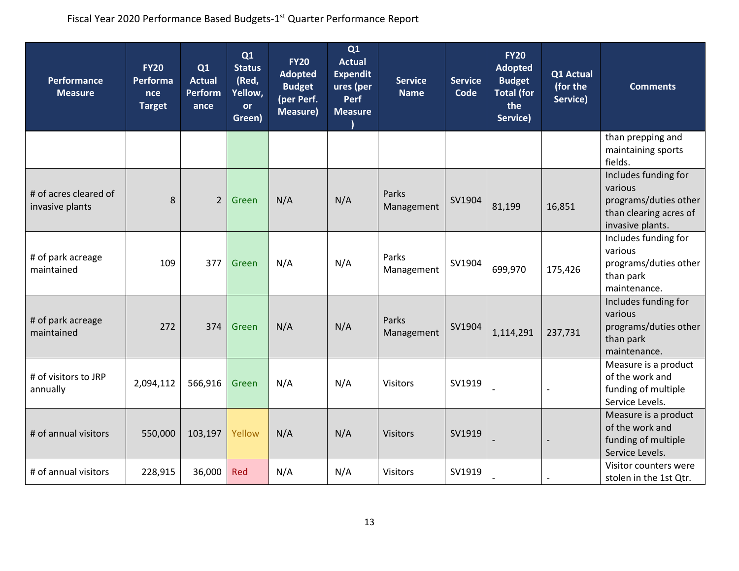Fiscal Year 2020 Performance Based Budgets-1st Quarter Performance Report

| Performance Measure | FY20 Performance Target | Q1 Actual Performance | Q1 Status (Red, Yellow, or Green) | FY20 Adopted Budget (per Perf. Measure) | Q1 Actual Expenditures (per Perf Measure) | Service Name | Service Code | FY20 Adopted Budget Total (for the Service) | Q1 Actual (for the Service) | Comments |
|---|---|---|---|---|---|---|---|---|---|---|
| | | | | | | | | | | than prepping and maintaining sports fields. |
| # of acres cleared of invasive plants | 8 | 2 | Green | N/A | N/A | Parks Management | SV1904 | 81,199 | 16,851 | Includes funding for various programs/duties other than clearing acres of invasive plants. |
| # of park acreage maintained | 109 | 377 | Green | N/A | N/A | Parks Management | SV1904 | 699,970 | 175,426 | Includes funding for various programs/duties other than park maintenance. |
| # of park acreage maintained | 272 | 374 | Green | N/A | N/A | Parks Management | SV1904 | 1,114,291 | 237,731 | Includes funding for various programs/duties other than park maintenance. |
| # of visitors to JRP annually | 2,094,112 | 566,916 | Green | N/A | N/A | Visitors | SV1919 | - | - | Measure is a product of the work and funding of multiple Service Levels. |
| # of annual visitors | 550,000 | 103,197 | Yellow | N/A | N/A | Visitors | SV1919 | - | - | Measure is a product of the work and funding of multiple Service Levels. |
| # of annual visitors | 228,915 | 36,000 | Red | N/A | N/A | Visitors | SV1919 | - | - | Visitor counters were stolen in the 1st Qtr. |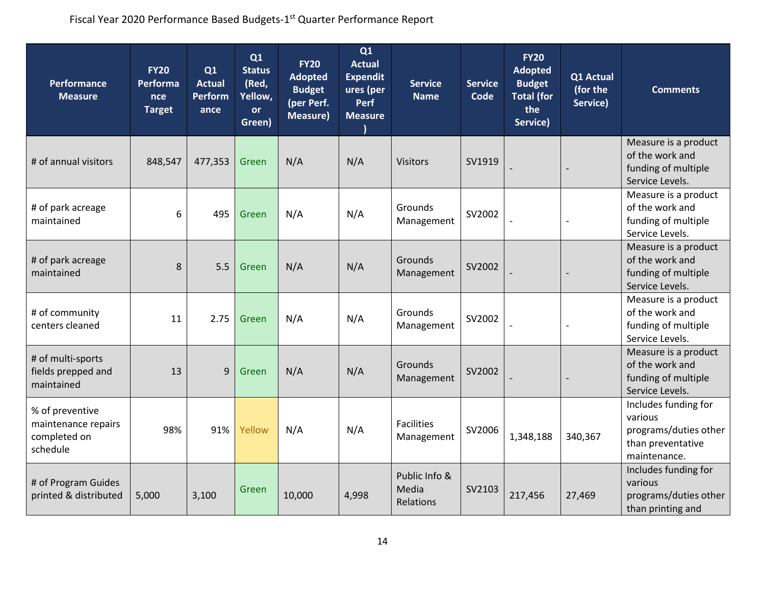Fiscal Year 2020 Performance Based Budgets-1st Quarter Performance Report

| Performance Measure | FY20 Performance Target | Q1 Actual Performance | Q1 Status (Red, Yellow, or Green) | FY20 Adopted Budget (per Perf. Measure) | Q1 Actual Expenditures (per Perf Measure) | Service Name | Service Code | FY20 Adopted Budget Total (for the Service) | Q1 Actual (for the Service) | Comments |
|---|---|---|---|---|---|---|---|---|---|---|
| # of annual visitors | 848,547 | 477,353 | Green | N/A | N/A | Visitors | SV1919 | - | - | Measure is a product of the work and funding of multiple Service Levels. |
| # of park acreage maintained | 6 | 495 | Green | N/A | N/A | Grounds Management | SV2002 | - | - | Measure is a product of the work and funding of multiple Service Levels. |
| # of park acreage maintained | 8 | 5.5 | Green | N/A | N/A | Grounds Management | SV2002 | - | - | Measure is a product of the work and funding of multiple Service Levels. |
| # of community centers cleaned | 11 | 2.75 | Green | N/A | N/A | Grounds Management | SV2002 | - | - | Measure is a product of the work and funding of multiple Service Levels. |
| # of multi-sports fields prepped and maintained | 13 | 9 | Green | N/A | N/A | Grounds Management | SV2002 | - | - | Measure is a product of the work and funding of multiple Service Levels. |
| % of preventive maintenance repairs completed on schedule | 98% | 91% | Yellow | N/A | N/A | Facilities Management | SV2006 | 1,348,188 | 340,367 | Includes funding for various programs/duties other than preventative maintenance. |
| # of Program Guides printed & distributed | 5,000 | 3,100 | Green | 10,000 | 4,998 | Public Info & Media Relations | SV2103 | 217,456 | 27,469 | Includes funding for various programs/duties other than printing and |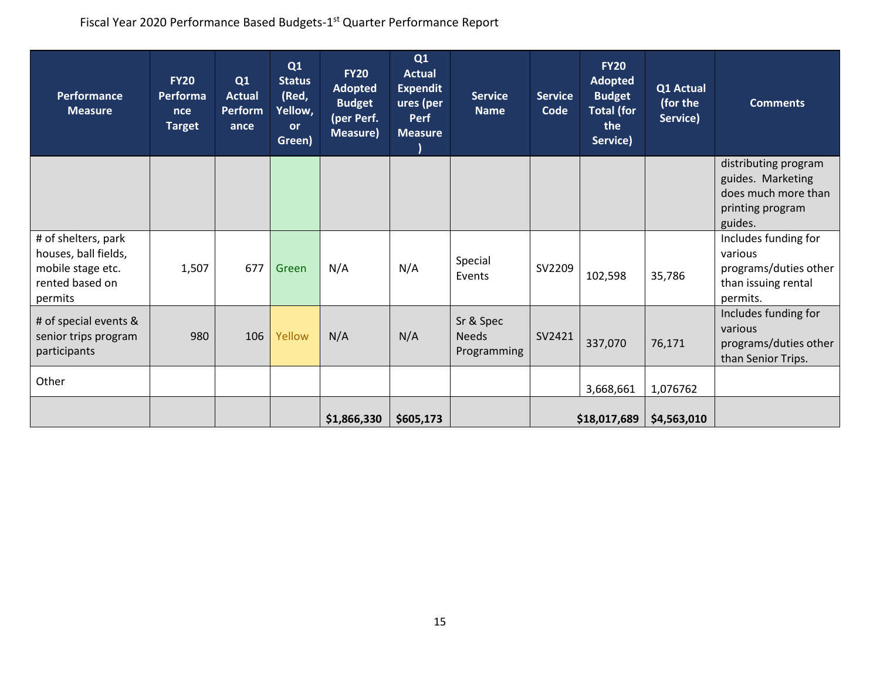Fiscal Year 2020 Performance Based Budgets-1st Quarter Performance Report

| Performance Measure | FY20 Performance Target | Q1 Actual Performance | Q1 Status (Red, Yellow, or Green) | FY20 Adopted Budget (per Perf. Measure) | Q1 Actual Expenditures (per Perf Measure) | Service Name | Service Code | FY20 Adopted Budget Total (for the Service) | Q1 Actual (for the Service) | Comments |
|---|---|---|---|---|---|---|---|---|---|---|
| | | | | | | | | | | distributing program guides. Marketing does much more than printing program guides. |
| # of shelters, park houses, ball fields, mobile stage etc. rented based on permits | 1,507 | 677 | Green | N/A | N/A | Special Events | SV2209 | 102,598 | 35,786 | Includes funding for various programs/duties other than issuing rental permits. |
| # of special events & senior trips program participants | 980 | 106 | Yellow | N/A | N/A | Sr & Spec Needs Programming | SV2421 | 337,070 | 76,171 | Includes funding for various programs/duties other than Senior Trips. |
| Other | | | | | | | | 3,668,661 | 1,076762 | |
| | | | | **$1,866,330** | **$605,173** | | | **$18,017,689** | **$4,563,010** | |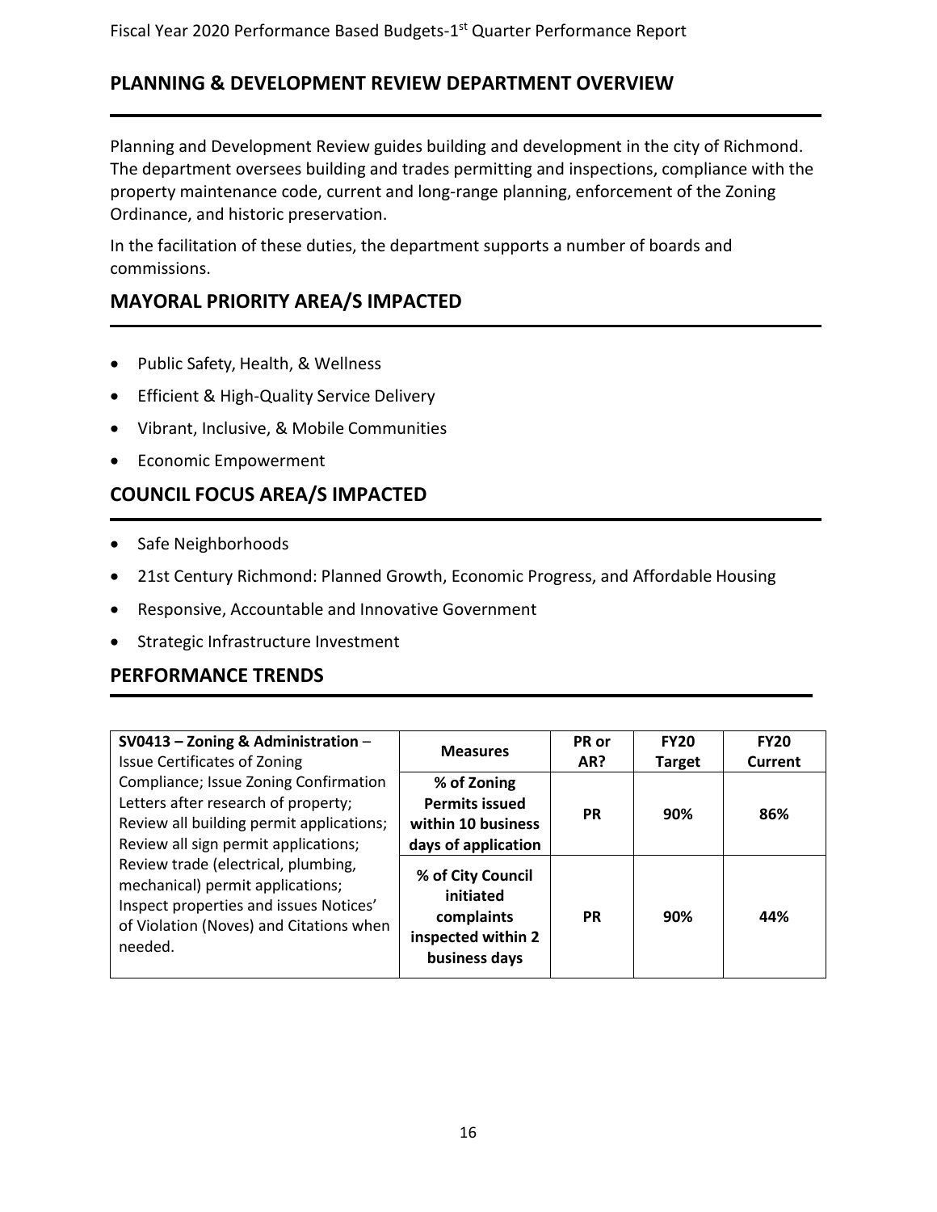## PLANNING & DEVELOPMENT REVIEW DEPARTMENT OVERVIEW

Planning and Development Review guides building and development in the city of Richmond. The department oversees building and trades permitting and inspections, compliance with the property maintenance code, current and long-range planning, enforcement of the Zoning Ordinance, and historic preservation.

In the facilitation of these duties, the department supports a number of boards and commissions.

## MAYORAL PRIORITY AREA/S IMPACTED

- Public Safety, Health, & Wellness
- Efficient & High-Quality Service Delivery
- Vibrant, Inclusive, & Mobile Communities
- Economic Empowerment

## COUNCIL FOCUS AREA/S IMPACTED

- Safe Neighborhoods
- 21st Century Richmond: Planned Growth, Economic Progress, and Affordable Housing
- Responsive, Accountable and Innovative Government
- Strategic Infrastructure Investment

## PERFORMANCE TRENDS

| **SV0413 – Zoning & Administration** – Issue Certificates of Zoning Compliance; Issue Zoning Confirmation Letters after research of property; Review all building permit applications; Review all sign permit applications; Review trade (electrical, plumbing, mechanical) permit applications; Inspect properties and issues Notices' of Violation (Noves) and Citations when needed. | **Measures** | **PR or AR?** | **FY20 Target** | **FY20 Current** |
|---|---|---|---|---|
| | **% of Zoning Permits issued within 10 business days of application** | **PR** | **90%** | **86%** |
| | **% of City Council initiated complaints inspected within 2 business days** | **PR** | **90%** | **44%** |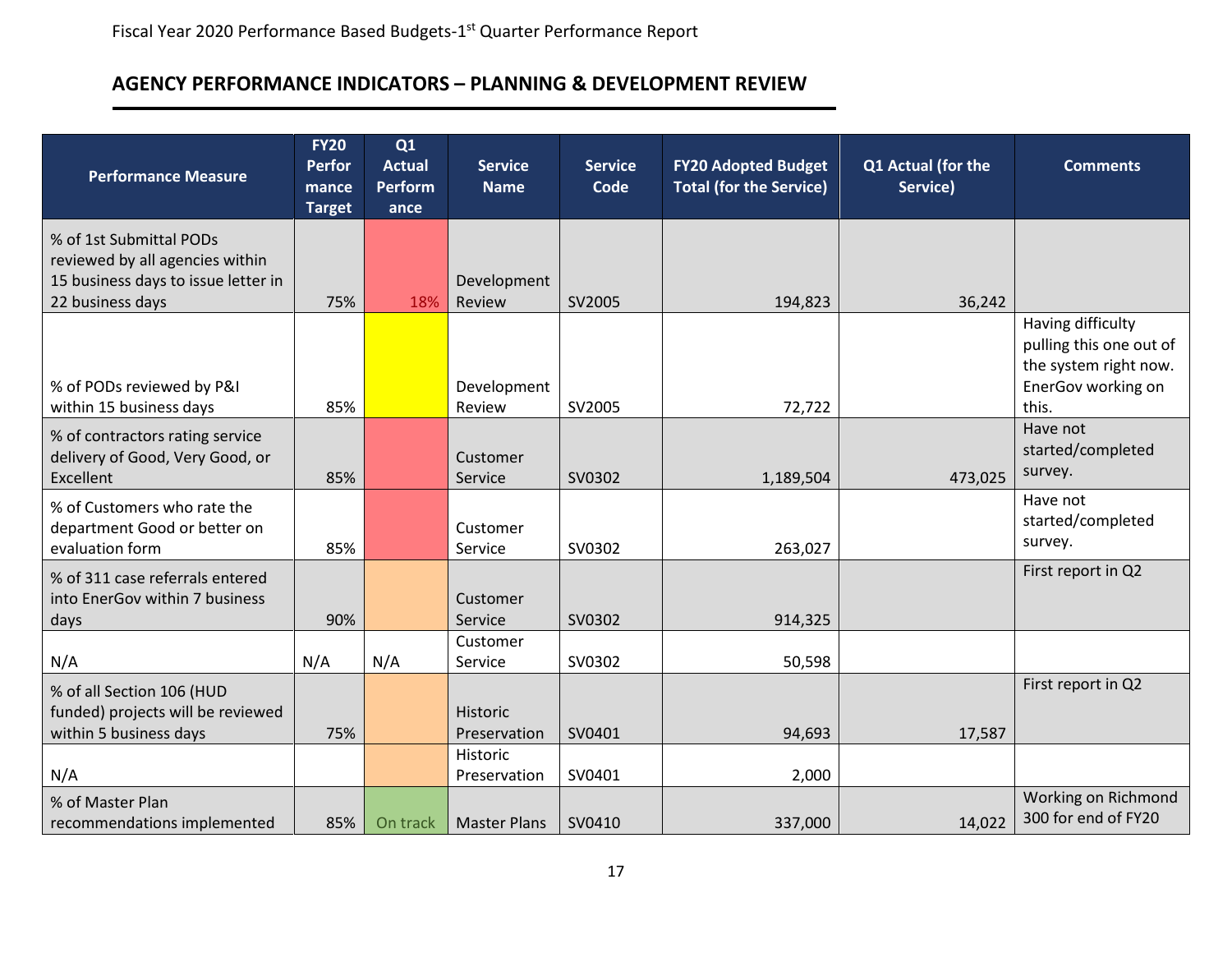Fiscal Year 2020 Performance Based Budgets-1st Quarter Performance Report

## AGENCY PERFORMANCE INDICATORS – PLANNING & DEVELOPMENT REVIEW

| Performance Measure | FY20 Performance Target | Q1 Actual Performance | Service Name | Service Code | FY20 Adopted Budget Total (for the Service) | Q1 Actual (for the Service) | Comments |
|---|---|---|---|---|---|---|---|
| % of 1st Submittal PODs reviewed by all agencies within 15 business days to issue letter in 22 business days | 75% | 18% | Development Review | SV2005 | 194,823 | 36,242 | |
| % of PODs reviewed by P&I within 15 business days | 85% | | Development Review | SV2005 | 72,722 | | Having difficulty pulling this one out of the system right now. EnerGov working on this. |
| % of contractors rating service delivery of Good, Very Good, or Excellent | 85% | | Customer Service | SV0302 | 1,189,504 | 473,025 | Have not started/completed survey. |
| % of Customers who rate the department Good or better on evaluation form | 85% | | Customer Service | SV0302 | 263,027 | | Have not started/completed survey. |
| % of 311 case referrals entered into EnerGov within 7 business days | 90% | | Customer Service | SV0302 | 914,325 | | First report in Q2 |
| N/A | N/A | N/A | Customer Service | SV0302 | 50,598 | | |
| % of all Section 106 (HUD funded) projects will be reviewed within 5 business days | 75% | | Historic Preservation | SV0401 | 94,693 | 17,587 | First report in Q2 |
| N/A | | | Historic Preservation | SV0401 | 2,000 | | |
| % of Master Plan recommendations implemented | 85% | On track | Master Plans | SV0410 | 337,000 | 14,022 | Working on Richmond 300 for end of FY20 |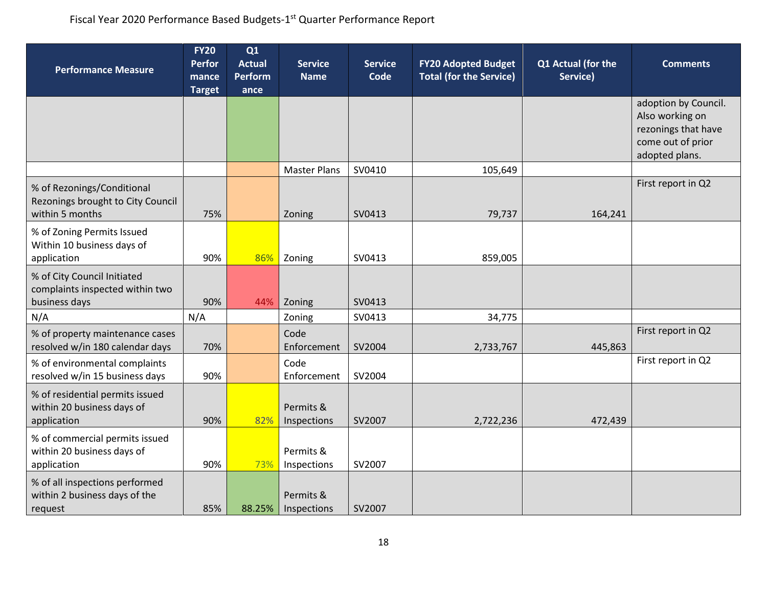Fiscal Year 2020 Performance Based Budgets-1st Quarter Performance Report

| Performance Measure | FY20 Performance Target | Q1 Actual Performance | Service Name | Service Code | FY20 Adopted Budget Total (for the Service) | Q1 Actual (for the Service) | Comments |
|---|---|---|---|---|---|---|---|
| | | | | | | | adoption by Council. Also working on rezonings that have come out of prior adopted plans. |
| | | | Master Plans | SV0410 | 105,649 | | |
| % of Rezonings/Conditional Rezonings brought to City Council within 5 months | 75% | | Zoning | SV0413 | 79,737 | 164,241 | First report in Q2 |
| % of Zoning Permits Issued Within 10 business days of application | 90% | 86% | Zoning | SV0413 | 859,005 | | |
| % of City Council Initiated complaints inspected within two business days | 90% | 44% | Zoning | SV0413 | | | |
| N/A | N/A | | Zoning | SV0413 | 34,775 | | |
| % of property maintenance cases resolved w/in 180 calendar days | 70% | | Code Enforcement | SV2004 | 2,733,767 | 445,863 | First report in Q2 |
| % of environmental complaints resolved w/in 15 business days | 90% | | Code Enforcement | SV2004 | | | First report in Q2 |
| % of residential permits issued within 20 business days of application | 90% | 82% | Permits & Inspections | SV2007 | 2,722,236 | 472,439 | |
| % of commercial permits issued within 20 business days of application | 90% | 73% | Permits & Inspections | SV2007 | | | |
| % of all inspections performed within 2 business days of the request | 85% | 88.25% | Permits & Inspections | SV2007 | | | |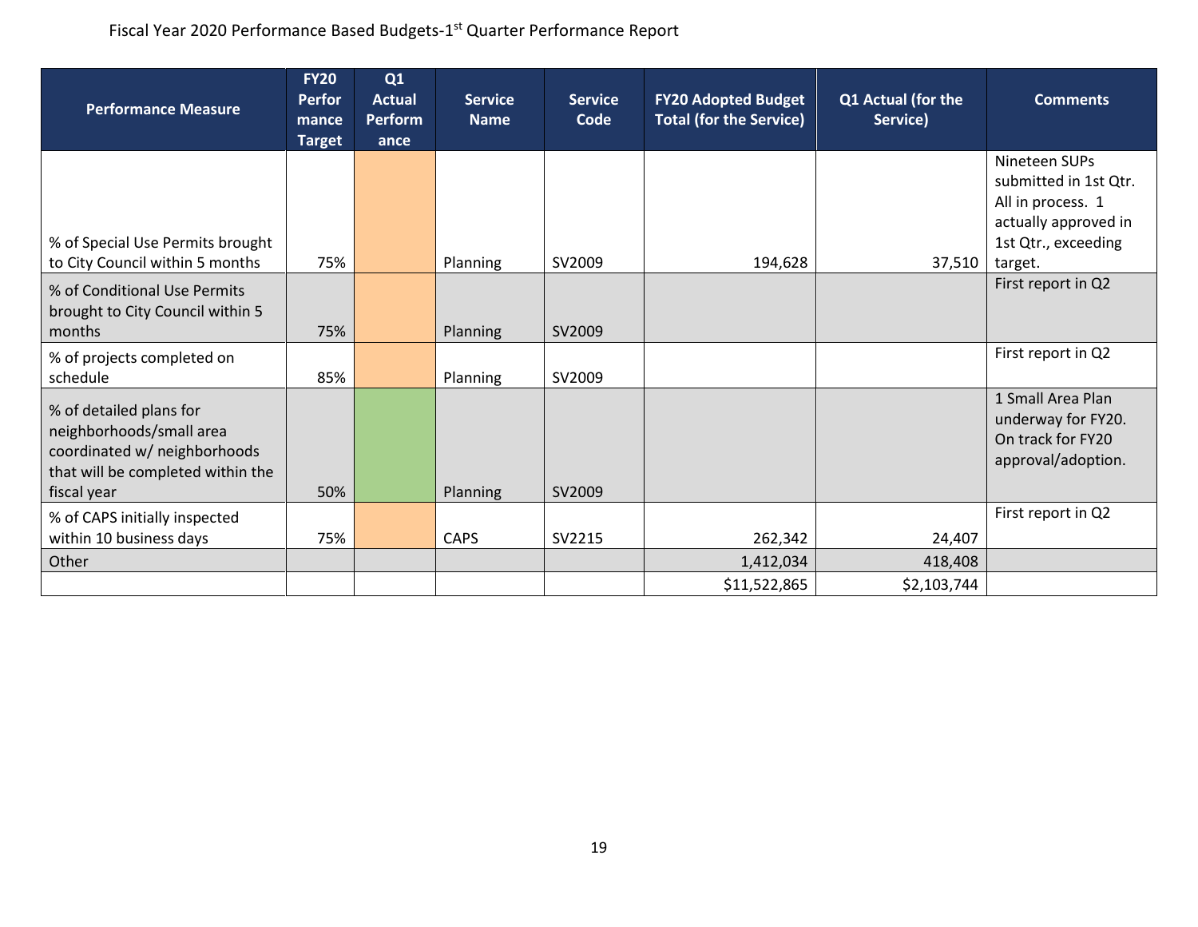Fiscal Year 2020 Performance Based Budgets-1st Quarter Performance Report

| Performance Measure | FY20 Performance Target | Q1 Actual Performance | Service Name | Service Code | FY20 Adopted Budget Total (for the Service) | Q1 Actual (for the Service) | Comments |
|---|---|---|---|---|---|---|---|
| % of Special Use Permits brought to City Council within 5 months | 75% | | Planning | SV2009 | 194,628 | 37,510 | Nineteen SUPs submitted in 1st Qtr. All in process. 1 actually approved in 1st Qtr., exceeding target. |
| % of Conditional Use Permits brought to City Council within 5 months | 75% | | Planning | SV2009 | | | First report in Q2 |
| % of projects completed on schedule | 85% | | Planning | SV2009 | | | First report in Q2 |
| % of detailed plans for neighborhoods/small area coordinated w/ neighborhoods that will be completed within the fiscal year | 50% | | Planning | SV2009 | | | 1 Small Area Plan underway for FY20. On track for FY20 approval/adoption. |
| % of CAPS initially inspected within 10 business days | 75% | | CAPS | SV2215 | 262,342 | 24,407 | First report in Q2 |
| Other | | | | | 1,412,034 | 418,408 | |
| | | | | | $11,522,865 | $2,103,744 | |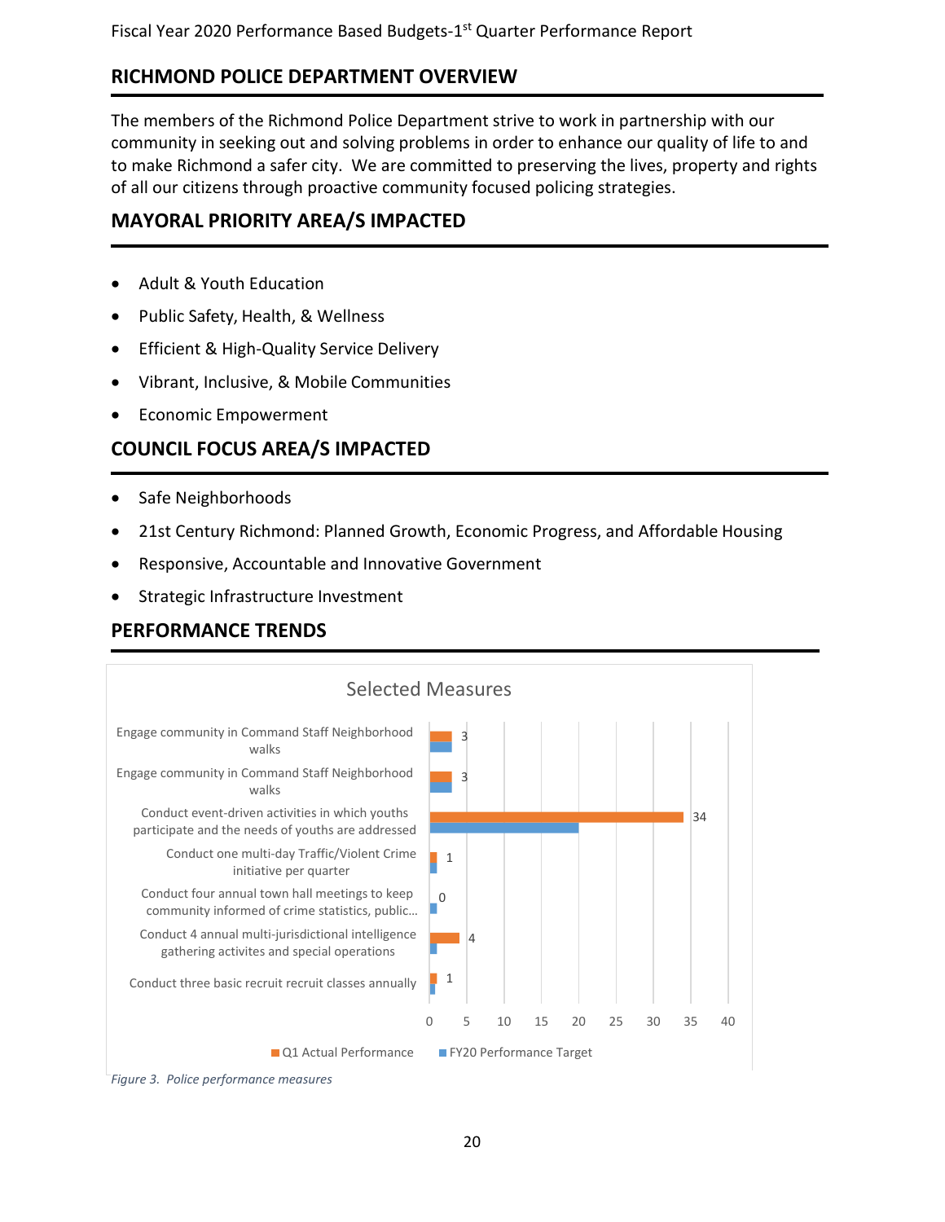Fiscal Year 2020 Performance Based Budgets-1st Quarter Performance Report

## RICHMOND POLICE DEPARTMENT OVERVIEW

The members of the Richmond Police Department strive to work in partnership with our community in seeking out and solving problems in order to enhance our quality of life to and to make Richmond a safer city. We are committed to preserving the lives, property and rights of all our citizens through proactive community focused policing strategies.

## MAYORAL PRIORITY AREA/S IMPACTED

- Adult & Youth Education
- Public Safety, Health, & Wellness
- Efficient & High-Quality Service Delivery
- Vibrant, Inclusive, & Mobile Communities
- Economic Empowerment

## COUNCIL FOCUS AREA/S IMPACTED

- Safe Neighborhoods
- 21st Century Richmond: Planned Growth, Economic Progress, and Affordable Housing
- Responsive, Accountable and Innovative Government
- Strategic Infrastructure Investment

## PERFORMANCE TRENDS

**Selected Measures**

| Measure | Q1 Actual Performance |
|---|---|
| Engage community in Command Staff Neighborhood walks | 3 |
| Engage community in Command Staff Neighborhood walks | 3 |
| Conduct event-driven activities in which youths participate and the needs of youths are addressed | 34 |
| Conduct one multi-day Traffic/Violent Crime initiative per quarter | 1 |
| Conduct four annual town hall meetings to keep community informed of crime statistics, public... | 0 |
| Conduct 4 annual multi-jurisdictional intelligence gathering activites and special operations | 4 |
| Conduct three basic recruit recruit classes annually | 1 |

Legend: Q1 Actual Performance; FY20 Performance Target

*Figure 3. Police performance measures*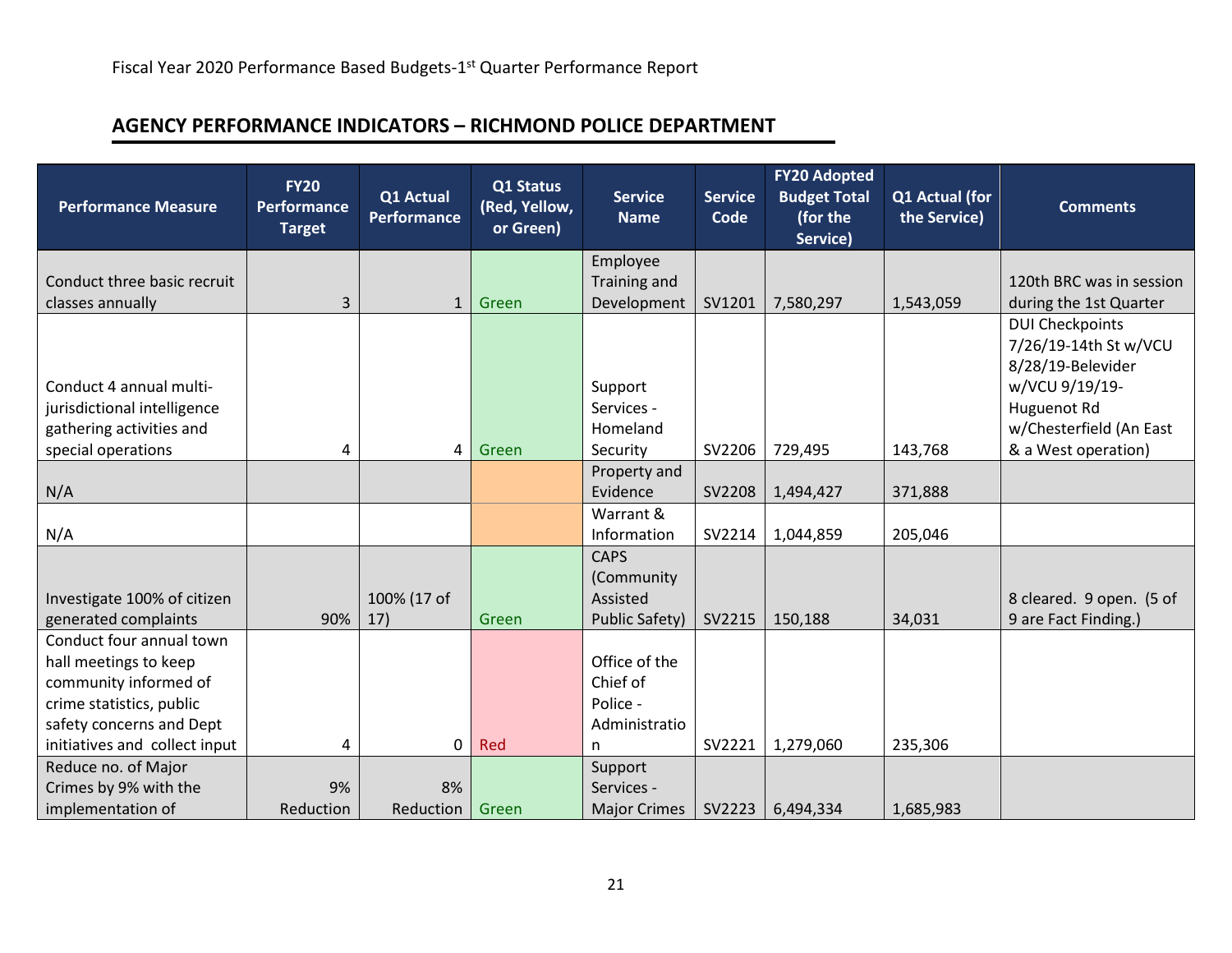Fiscal Year 2020 Performance Based Budgets-1st Quarter Performance Report

## AGENCY PERFORMANCE INDICATORS – RICHMOND POLICE DEPARTMENT

| Performance Measure | FY20 Performance Target | Q1 Actual Performance | Q1 Status (Red, Yellow, or Green) | Service Name | Service Code | FY20 Adopted Budget Total (for the Service) | Q1 Actual (for the Service) | Comments |
|---|---|---|---|---|---|---|---|---|
| Conduct three basic recruit classes annually | 3 | 1 | Green | Employee Training and Development | SV1201 | 7,580,297 | 1,543,059 | 120th BRC was in session during the 1st Quarter |
| Conduct 4 annual multi-jurisdictional intelligence gathering activities and special operations | 4 | 4 | Green | Support Services - Homeland Security | SV2206 | 729,495 | 143,768 | DUI Checkpoints 7/26/19-14th St w/VCU 8/28/19-Belevider w/VCU 9/19/19-Huguenot Rd w/Chesterfield (An East & a West operation) |
| N/A | | | | Property and Evidence | SV2208 | 1,494,427 | 371,888 | |
| N/A | | | | Warrant & Information | SV2214 | 1,044,859 | 205,046 | |
| Investigate 100% of citizen generated complaints | 90% | 100% (17 of 17) | Green | CAPS (Community Assisted Public Safety) | SV2215 | 150,188 | 34,031 | 8 cleared. 9 open. (5 of 9 are Fact Finding.) |
| Conduct four annual town hall meetings to keep community informed of crime statistics, public safety concerns and Dept initiatives and collect input | 4 | 0 | Red | Office of the Chief of Police - Administration | SV2221 | 1,279,060 | 235,306 | |
| Reduce no. of Major Crimes by 9% with the implementation of | 9% Reduction | 8% Reduction | Green | Support Services - Major Crimes | SV2223 | 6,494,334 | 1,685,983 | |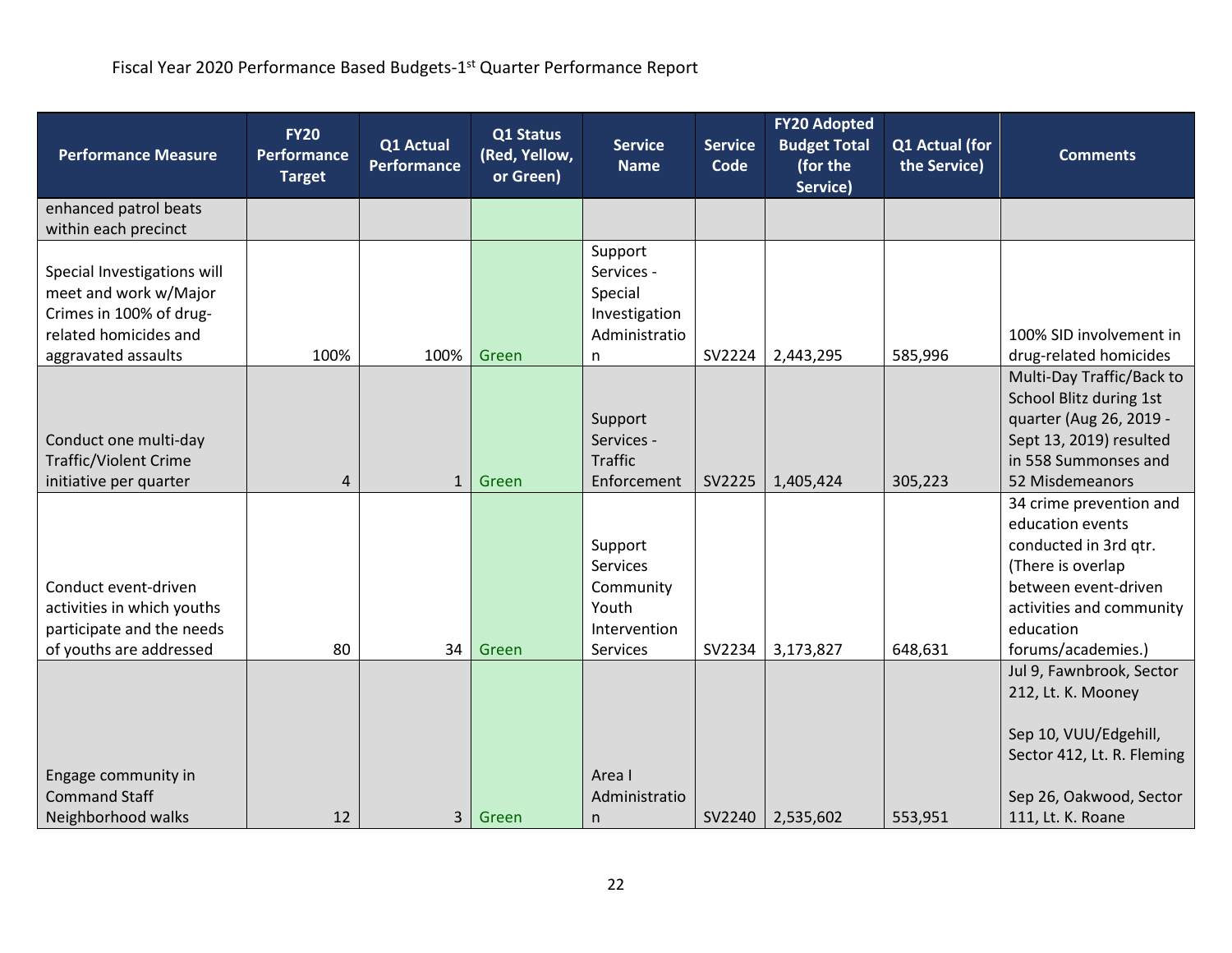Fiscal Year 2020 Performance Based Budgets-1st Quarter Performance Report

| Performance Measure | FY20 Performance Target | Q1 Actual Performance | Q1 Status (Red, Yellow, or Green) | Service Name | Service Code | FY20 Adopted Budget Total (for the Service) | Q1 Actual (for the Service) | Comments |
|---|---|---|---|---|---|---|---|---|
| enhanced patrol beats within each precinct | | | | | | | | |
| Special Investigations will meet and work w/Major Crimes in 100% of drug-related homicides and aggravated assaults | 100% | 100% | Green | Support Services - Special Investigation Administration | SV2224 | 2,443,295 | 585,996 | 100% SID involvement in drug-related homicides |
| Conduct one multi-day Traffic/Violent Crime initiative per quarter | 4 | 1 | Green | Support Services - Traffic Enforcement | SV2225 | 1,405,424 | 305,223 | Multi-Day Traffic/Back to School Blitz during 1st quarter (Aug 26, 2019 - Sept 13, 2019) resulted in 558 Summonses and 52 Misdemeanors |
| Conduct event-driven activities in which youths participate and the needs of youths are addressed | 80 | 34 | Green | Support Services Community Youth Intervention Services | SV2234 | 3,173,827 | 648,631 | 34 crime prevention and education events conducted in 3rd qtr. (There is overlap between event-driven activities and community education forums/academies.) |
| Engage community in Command Staff Neighborhood walks | 12 | 3 | Green | Area I Administration | SV2240 | 2,535,602 | 553,951 | Jul 9, Fawnbrook, Sector 212, Lt. K. Mooney<br><br>Sep 10, VUU/Edgehill, Sector 412, Lt. R. Fleming<br><br>Sep 26, Oakwood, Sector 111, Lt. K. Roane |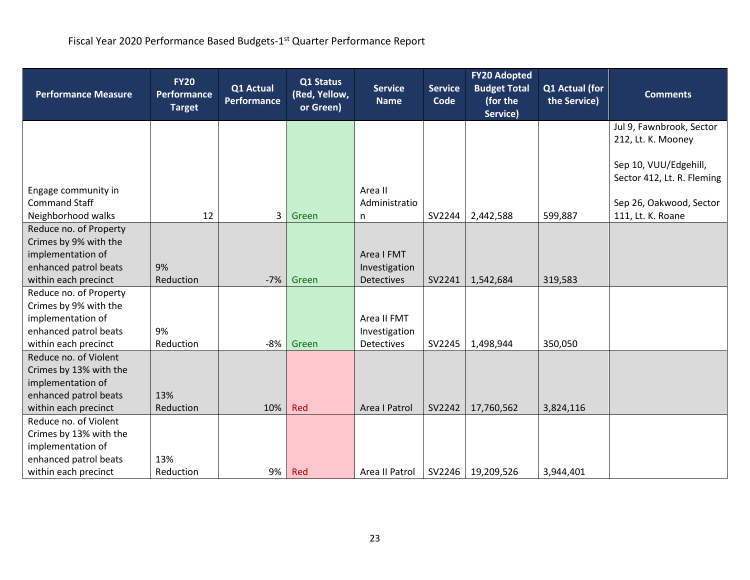Fiscal Year 2020 Performance Based Budgets-1st Quarter Performance Report

| Performance Measure | FY20 Performance Target | Q1 Actual Performance | Q1 Status (Red, Yellow, or Green) | Service Name | Service Code | FY20 Adopted Budget Total (for the Service) | Q1 Actual (for the Service) | Comments |
|---|---|---|---|---|---|---|---|---|
| Engage community in Command Staff Neighborhood walks | 12 | 3 | Green | Area II Administration | SV2244 | 2,442,588 | 599,887 | Jul 9, Fawnbrook, Sector 212, Lt. K. Mooney<br><br>Sep 10, VUU/Edgehill, Sector 412, Lt. R. Fleming<br><br>Sep 26, Oakwood, Sector 111, Lt. K. Roane |
| Reduce no. of Property Crimes by 9% with the implementation of enhanced patrol beats within each precinct | 9% Reduction | -7% | Green | Area I FMT Investigation Detectives | SV2241 | 1,542,684 | 319,583 | |
| Reduce no. of Property Crimes by 9% with the implementation of enhanced patrol beats within each precinct | 9% Reduction | -8% | Green | Area II FMT Investigation Detectives | SV2245 | 1,498,944 | 350,050 | |
| Reduce no. of Violent Crimes by 13% with the implementation of enhanced patrol beats within each precinct | 13% Reduction | 10% | Red | Area I Patrol | SV2242 | 17,760,562 | 3,824,116 | |
| Reduce no. of Violent Crimes by 13% with the implementation of enhanced patrol beats within each precinct | 13% Reduction | 9% | Red | Area II Patrol | SV2246 | 19,209,526 | 3,944,401 | |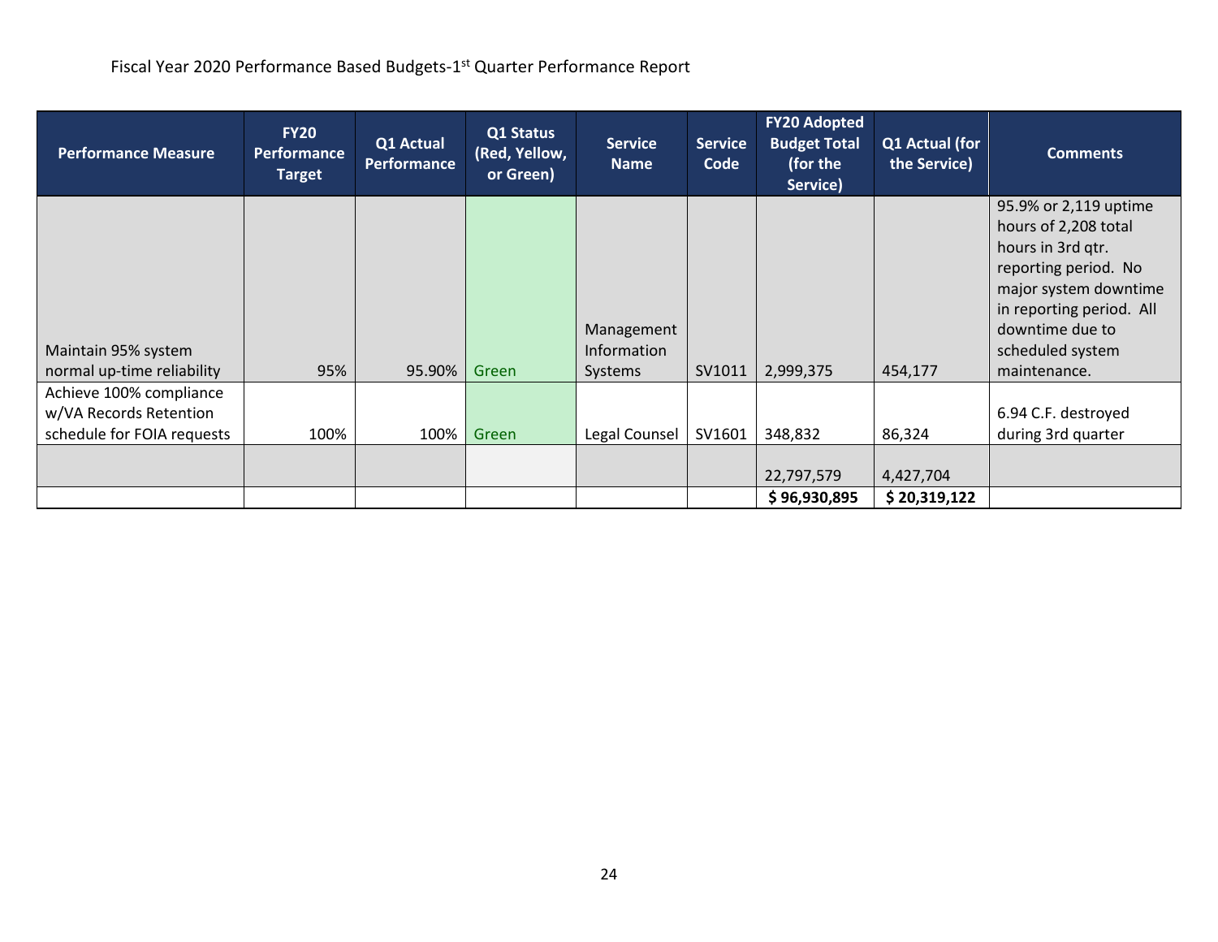Fiscal Year 2020 Performance Based Budgets-1st Quarter Performance Report

| Performance Measure | FY20 Performance Target | Q1 Actual Performance | Q1 Status (Red, Yellow, or Green) | Service Name | Service Code | FY20 Adopted Budget Total (for the Service) | Q1 Actual (for the Service) | Comments |
|---|---|---|---|---|---|---|---|---|
| Maintain 95% system normal up-time reliability | 95% | 95.90% | Green | Management Information Systems | SV1011 | 2,999,375 | 454,177 | 95.9% or 2,119 uptime hours of 2,208 total hours in 3rd qtr. reporting period. No major system downtime in reporting period. All downtime due to scheduled system maintenance. |
| Achieve 100% compliance w/VA Records Retention schedule for FOIA requests | 100% | 100% | Green | Legal Counsel | SV1601 | 348,832 | 86,324 | 6.94 C.F. destroyed during 3rd quarter |
| | | | | | | 22,797,579 | 4,427,704 | |
| | | | | | | **$ 96,930,895** | **$ 20,319,122** | |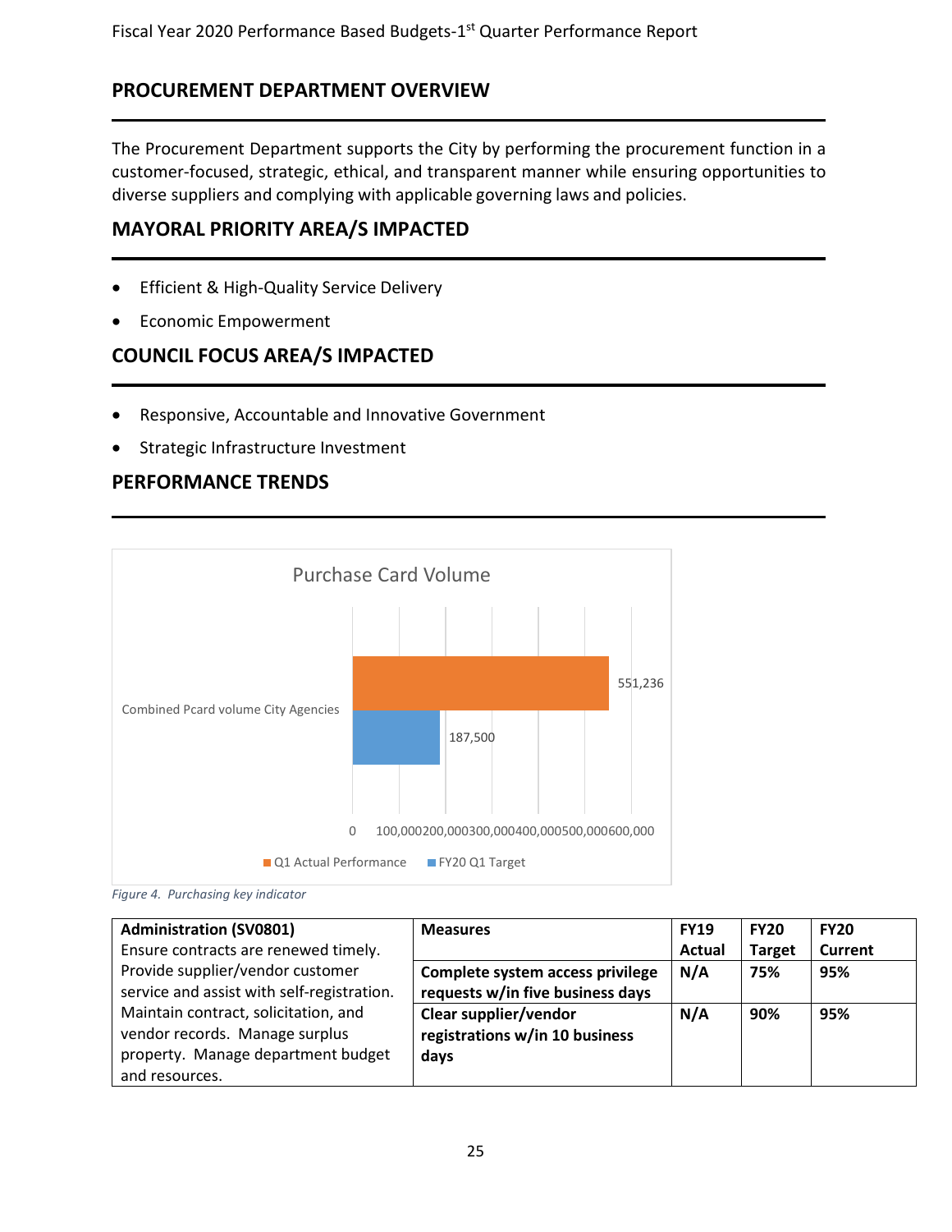## PROCUREMENT DEPARTMENT OVERVIEW

The Procurement Department supports the City by performing the procurement function in a customer-focused, strategic, ethical, and transparent manner while ensuring opportunities to diverse suppliers and complying with applicable governing laws and policies.

## MAYORAL PRIORITY AREA/S IMPACTED

- Efficient & High-Quality Service Delivery
- Economic Empowerment

## COUNCIL FOCUS AREA/S IMPACTED

- Responsive, Accountable and Innovative Government
- Strategic Infrastructure Investment

## PERFORMANCE TRENDS

Purchase Card Volume

| | Q1 Actual Performance | FY20 Q1 Target |
|---|---|---|
| Combined Pcard volume City Agencies | 551,236 | 187,500 |

*Figure 4. Purchasing key indicator*

| Administration (SV0801) | Measures | FY19 Actual | FY20 Target | FY20 Current |
|---|---|---|---|---|
| Ensure contracts are renewed timely. Provide supplier/vendor customer service and assist with self-registration. Maintain contract, solicitation, and vendor records. Manage surplus property. Manage department budget and resources. | **Complete system access privilege requests w/in five business days** | **N/A** | **75%** | **95%** |
| | **Clear supplier/vendor registrations w/in 10 business days** | **N/A** | **90%** | **95%** |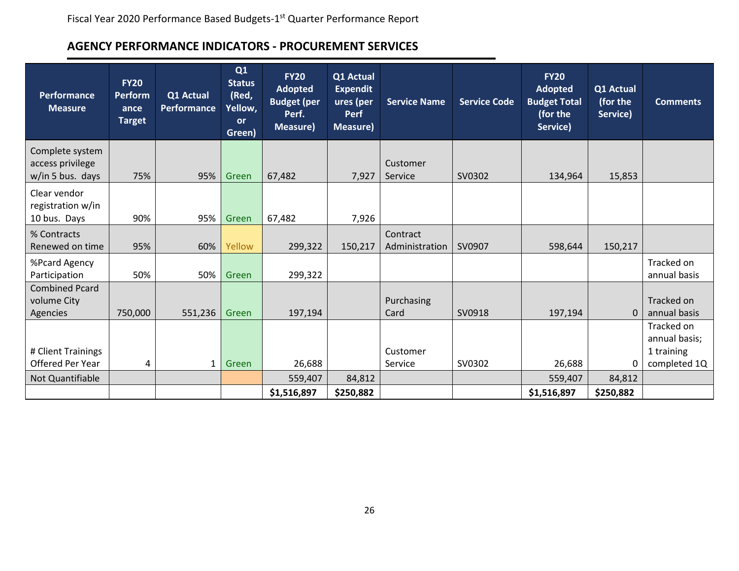Fiscal Year 2020 Performance Based Budgets-1st Quarter Performance Report

## AGENCY PERFORMANCE INDICATORS - PROCUREMENT SERVICES

| Performance Measure | FY20 Performance Target | Q1 Actual Performance | Q1 Status (Red, Yellow, or Green) | FY20 Adopted Budget (per Perf. Measure) | Q1 Actual Expenditures (per Perf Measure) | Service Name | Service Code | FY20 Adopted Budget Total (for the Service) | Q1 Actual (for the Service) | Comments |
|---|---|---|---|---|---|---|---|---|---|---|
| Complete system access privilege w/in 5 bus. days | 75% | 95% | Green | 67,482 | 7,927 | Customer Service | SV0302 | 134,964 | 15,853 | |
| Clear vendor registration w/in 10 bus. Days | 90% | 95% | Green | 67,482 | 7,926 | | | | | |
| % Contracts Renewed on time | 95% | 60% | Yellow | 299,322 | 150,217 | Contract Administration | SV0907 | 598,644 | 150,217 | |
| %Pcard Agency Participation | 50% | 50% | Green | 299,322 | | | | | | Tracked on annual basis |
| Combined Pcard volume City Agencies | 750,000 | 551,236 | Green | 197,194 | | Purchasing Card | SV0918 | 197,194 | 0 | Tracked on annual basis |
| # Client Trainings Offered Per Year | 4 | 1 | Green | 26,688 | | Customer Service | SV0302 | 26,688 | 0 | Tracked on annual basis; 1 training completed 1Q |
| Not Quantifiable | | | | 559,407 | 84,812 | | | 559,407 | 84,812 | |
| | | | | **$1,516,897** | **$250,882** | | | **$1,516,897** | **$250,882** | |